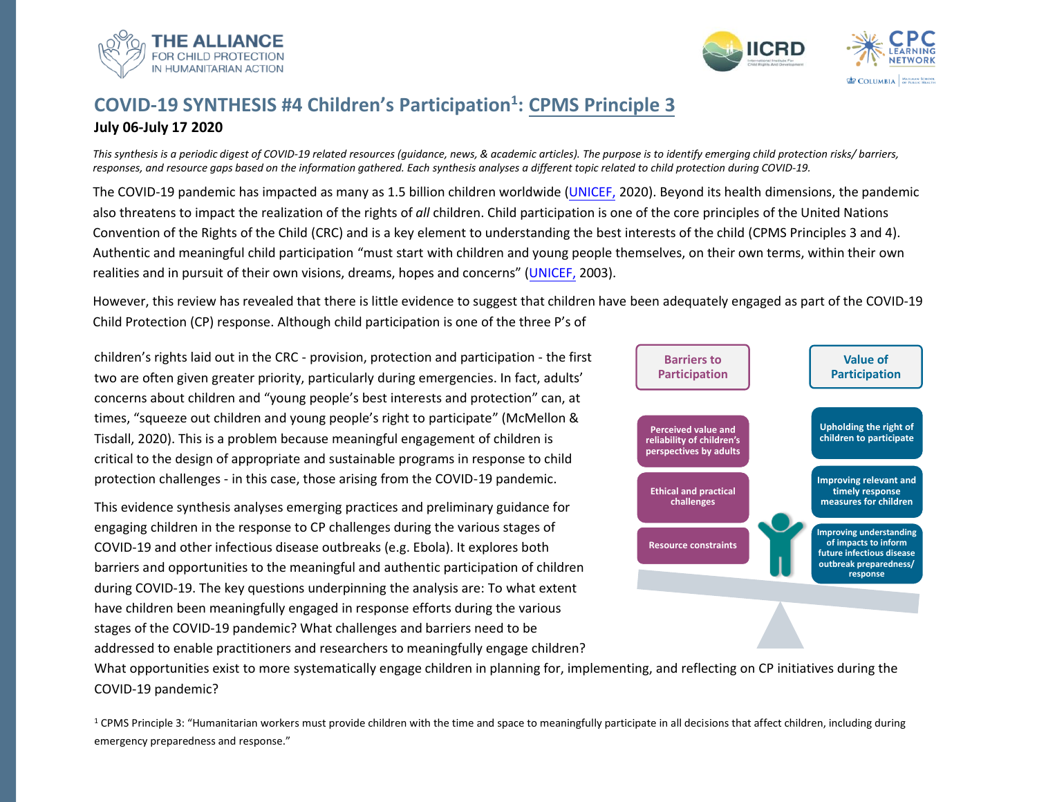# COVID-19 SYNTHESIS #4 Children's Participation[1]: CPMS Principle 3

**July 06-July 17 2020**

*This synthesis is a periodic digest of COVID-19 related resources (guidance, news, & academic articles). The purpose is to identify emerging child protection risks/ barriers, responses, and resource gaps based on the information gathered. Each synthesis analyses a different topic related to child protection during COVID-19.*

The COVID-19 pandemic has impacted as many as 1.5 billion children worldwide (UNICEF, 2020). Beyond its health dimensions, the pandemic also threatens to impact the realization of the rights of *all* children. Child participation is one of the core principles of the United Nations Convention of the Rights of the Child (CRC) and is a key element to understanding the best interests of the child (CPMS Principles 3 and 4). Authentic and meaningful child participation "must start with children and young people themselves, on their own terms, within their own realities and in pursuit of their own visions, dreams, hopes and concerns" (UNICEF, 2003).

However, this review has revealed that there is little evidence to suggest that children have been adequately engaged as part of the COVID-19 Child Protection (CP) response. Although child participation is one of the three P's of children's rights laid out in the CRC - provision, protection and participation - the first two are often given greater priority, particularly during emergencies. In fact, adults' concerns about children and "young people's best interests and protection" can, at times, "squeeze out children and young people's right to participate" (McMellon & Tisdall, 2020). This is a problem because meaningful engagement of children is critical to the design of appropriate and sustainable programs in response to child protection challenges - in this case, those arising from the COVID-19 pandemic.

| Barriers to Participation | Value of Participation |
|---|---|
| Perceived value and reliability of children's perspectives by adults | Upholding the right of children to participate |
| Ethical and practical challenges | Improving relevant and timely response measures for children |
| Resource constraints | Improving understanding of impacts to inform future infectious disease outbreak preparedness/ response |

This evidence synthesis analyses emerging practices and preliminary guidance for engaging children in the response to CP challenges during the various stages of COVID-19 and other infectious disease outbreaks (e.g. Ebola). It explores both barriers and opportunities to the meaningful and authentic participation of children during COVID-19. The key questions underpinning the analysis are: To what extent have children been meaningfully engaged in response efforts during the various stages of the COVID-19 pandemic? What challenges and barriers need to be addressed to enable practitioners and researchers to meaningfully engage children? What opportunities exist to more systematically engage children in planning for, implementing, and reflecting on CP initiatives during the COVID-19 pandemic?

[1] CPMS Principle 3: "Humanitarian workers must provide children with the time and space to meaningfully participate in all decisions that affect children, including during emergency preparedness and response."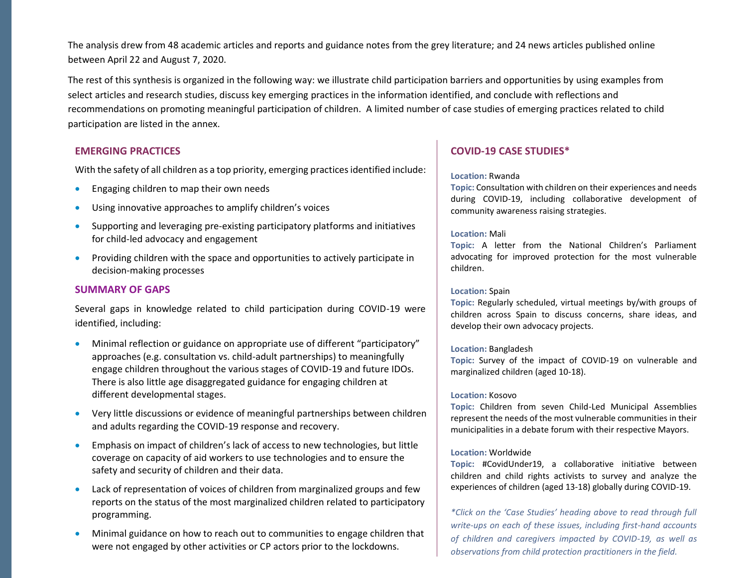The analysis drew from 48 academic articles and reports and guidance notes from the grey literature; and 24 news articles published online between April 22 and August 7, 2020.

The rest of this synthesis is organized in the following way: we illustrate child participation barriers and opportunities by using examples from select articles and research studies, discuss key emerging practices in the information identified, and conclude with reflections and recommendations on promoting meaningful participation of children. A limited number of case studies of emerging practices related to child participation are listed in the annex.

## EMERGING PRACTICES

With the safety of all children as a top priority, emerging practices identified include:

- Engaging children to map their own needs
- Using innovative approaches to amplify children's voices
- Supporting and leveraging pre-existing participatory platforms and initiatives for child-led advocacy and engagement
- Providing children with the space and opportunities to actively participate in decision-making processes

## SUMMARY OF GAPS

Several gaps in knowledge related to child participation during COVID-19 were identified, including:

- Minimal reflection or guidance on appropriate use of different "participatory" approaches (e.g. consultation vs. child-adult partnerships) to meaningfully engage children throughout the various stages of COVID-19 and future IDOs. There is also little age disaggregated guidance for engaging children at different developmental stages.
- Very little discussions or evidence of meaningful partnerships between children and adults regarding the COVID-19 response and recovery.
- Emphasis on impact of children's lack of access to new technologies, but little coverage on capacity of aid workers to use technologies and to ensure the safety and security of children and their data.
- Lack of representation of voices of children from marginalized groups and few reports on the status of the most marginalized children related to participatory programming.
- Minimal guidance on how to reach out to communities to engage children that were not engaged by other activities or CP actors prior to the lockdowns.

## COVID-19 CASE STUDIES*

**Location:** Rwanda
**Topic:** Consultation with children on their experiences and needs during COVID-19, including collaborative development of community awareness raising strategies.

**Location:** Mali
**Topic:** A letter from the National Children's Parliament advocating for improved protection for the most vulnerable children.

**Location:** Spain
**Topic:** Regularly scheduled, virtual meetings by/with groups of children across Spain to discuss concerns, share ideas, and develop their own advocacy projects.

**Location:** Bangladesh
**Topic:** Survey of the impact of COVID-19 on vulnerable and marginalized children (aged 10-18).

**Location:** Kosovo
**Topic:** Children from seven Child-Led Municipal Assemblies represent the needs of the most vulnerable communities in their municipalities in a debate forum with their respective Mayors.

**Location:** Worldwide
**Topic:** #CovidUnder19, a collaborative initiative between children and child rights activists to survey and analyze the experiences of children (aged 13-18) globally during COVID-19.

*\*Click on the 'Case Studies' heading above to read through full write-ups on each of these issues, including first-hand accounts of children and caregivers impacted by COVID-19, as well as observations from child protection practitioners in the field.*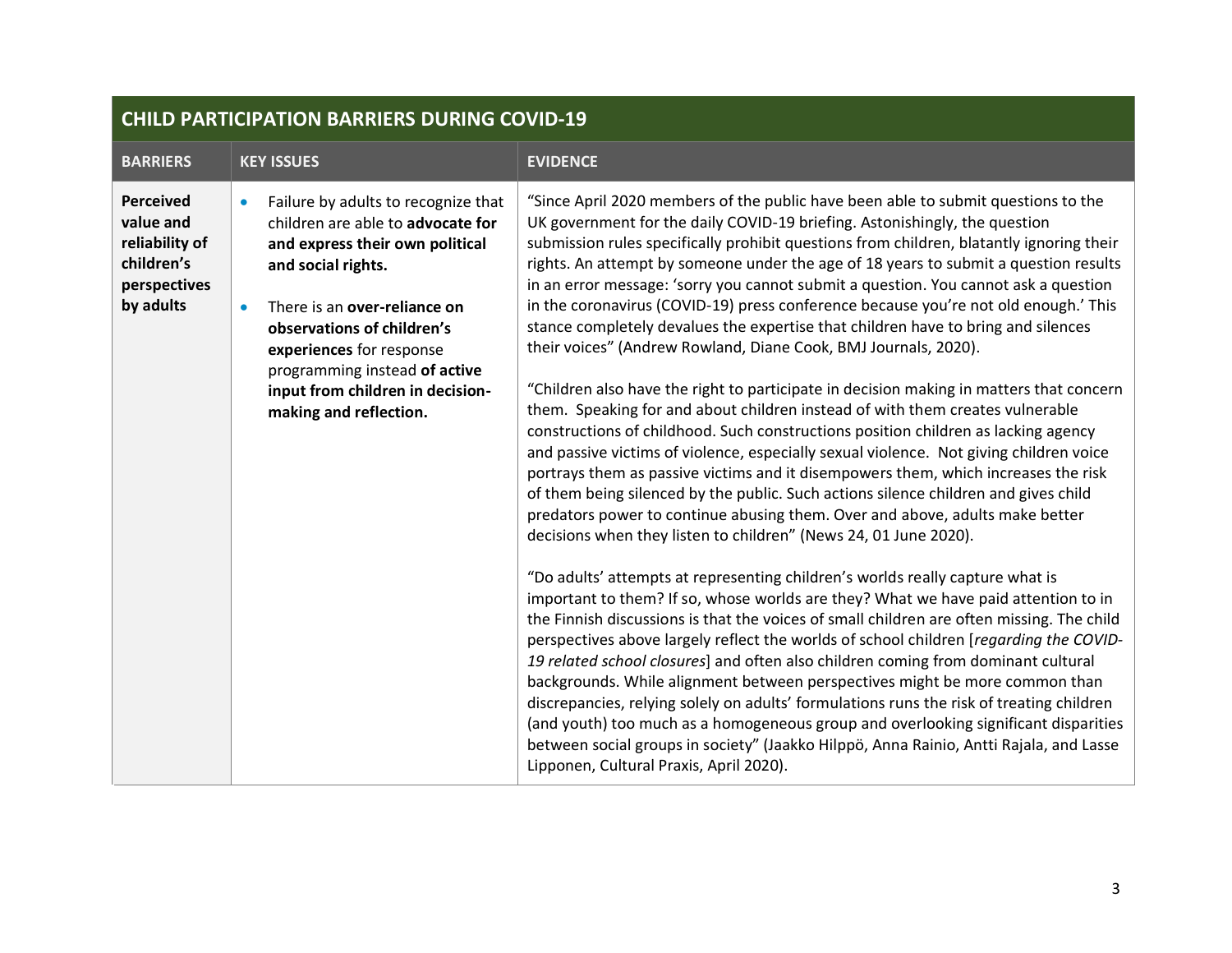| CHILD PARTICIPATION BARRIERS DURING COVID-19 | | |
|---|---|---|
| **BARRIERS** | **KEY ISSUES** | **EVIDENCE** |
| **Perceived value and reliability of children's perspectives by adults** | • Failure by adults to recognize that children are able to **advocate for and express their own political and social rights.**<br><br>• There is an **over-reliance on observations of children's experiences** for response programming instead **of active input from children in decision-making and reflection.** | "Since April 2020 members of the public have been able to submit questions to the UK government for the daily COVID-19 briefing. Astonishingly, the question submission rules specifically prohibit questions from children, blatantly ignoring their rights. An attempt by someone under the age of 18 years to submit a question results in an error message: 'sorry you cannot submit a question. You cannot ask a question in the coronavirus (COVID-19) press conference because you're not old enough.' This stance completely devalues the expertise that children have to bring and silences their voices" (Andrew Rowland, Diane Cook, BMJ Journals, 2020).<br><br>"Children also have the right to participate in decision making in matters that concern them. Speaking for and about children instead of with them creates vulnerable constructions of childhood. Such constructions position children as lacking agency and passive victims of violence, especially sexual violence. Not giving children voice portrays them as passive victims and it disempowers them, which increases the risk of them being silenced by the public. Such actions silence children and gives child predators power to continue abusing them. Over and above, adults make better decisions when they listen to children" (News 24, 01 June 2020).<br><br>"Do adults' attempts at representing children's worlds really capture what is important to them? If so, whose worlds are they? What we have paid attention to in the Finnish discussions is that the voices of small children are often missing. The child perspectives above largely reflect the worlds of school children [*regarding the COVID-19 related school closures*] and often also children coming from dominant cultural backgrounds. While alignment between perspectives might be more common than discrepancies, relying solely on adults' formulations runs the risk of treating children (and youth) too much as a homogeneous group and overlooking significant disparities between social groups in society" (Jaakko Hilppö, Anna Rainio, Antti Rajala, and Lasse Lipponen, Cultural Praxis, April 2020). |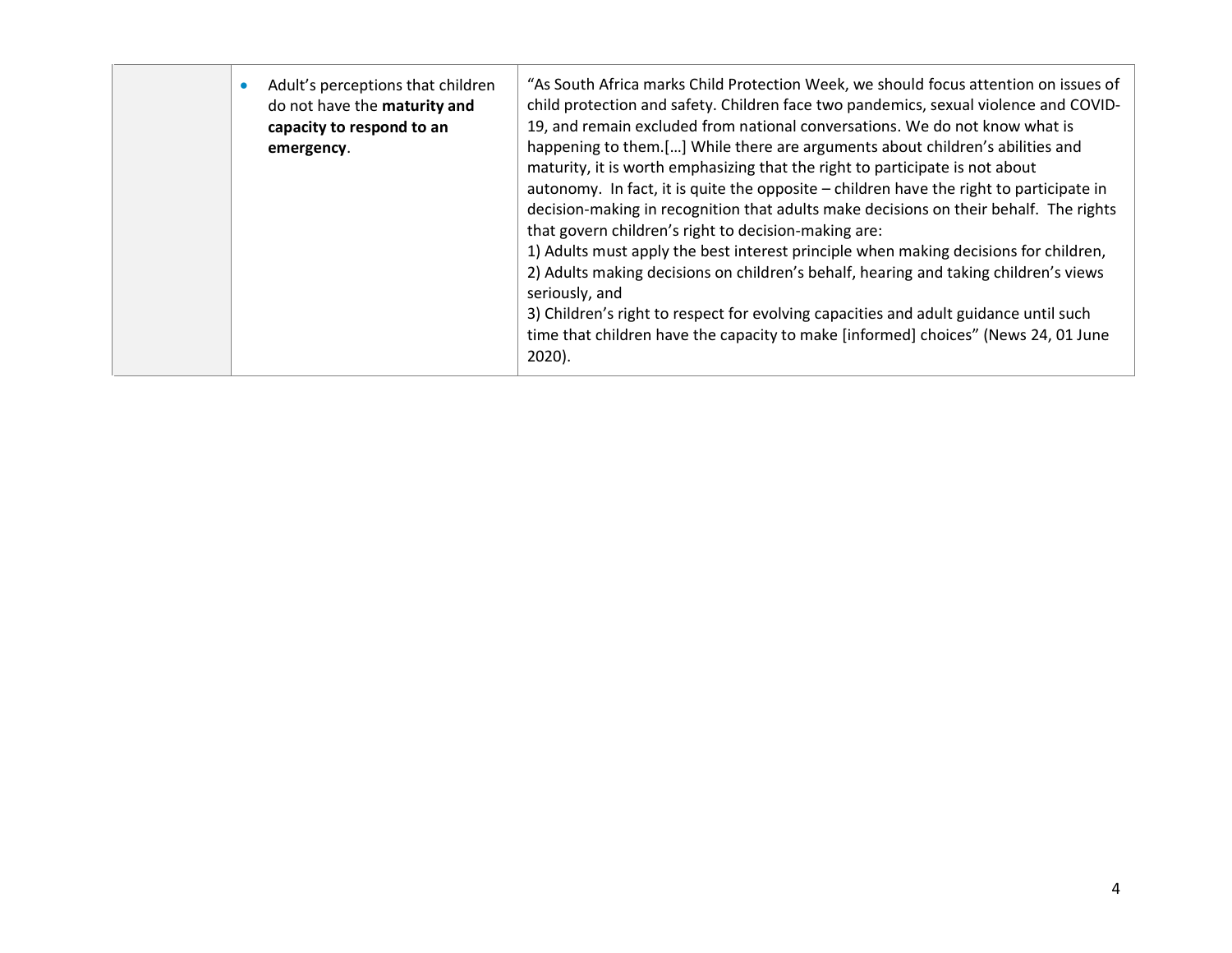| | | |
|---|---|---|
| | • Adult's perceptions that children do not have the **maturity and capacity to respond to an emergency**. | "As South Africa marks Child Protection Week, we should focus attention on issues of child protection and safety. Children face two pandemics, sexual violence and COVID-19, and remain excluded from national conversations. We do not know what is happening to them.[…] While there are arguments about children's abilities and maturity, it is worth emphasizing that the right to participate is not about autonomy. In fact, it is quite the opposite – children have the right to participate in decision-making in recognition that adults make decisions on their behalf. The rights that govern children's right to decision-making are:<br>1) Adults must apply the best interest principle when making decisions for children,<br>2) Adults making decisions on children's behalf, hearing and taking children's views seriously, and<br>3) Children's right to respect for evolving capacities and adult guidance until such time that children have the capacity to make [informed] choices" (News 24, 01 June 2020). |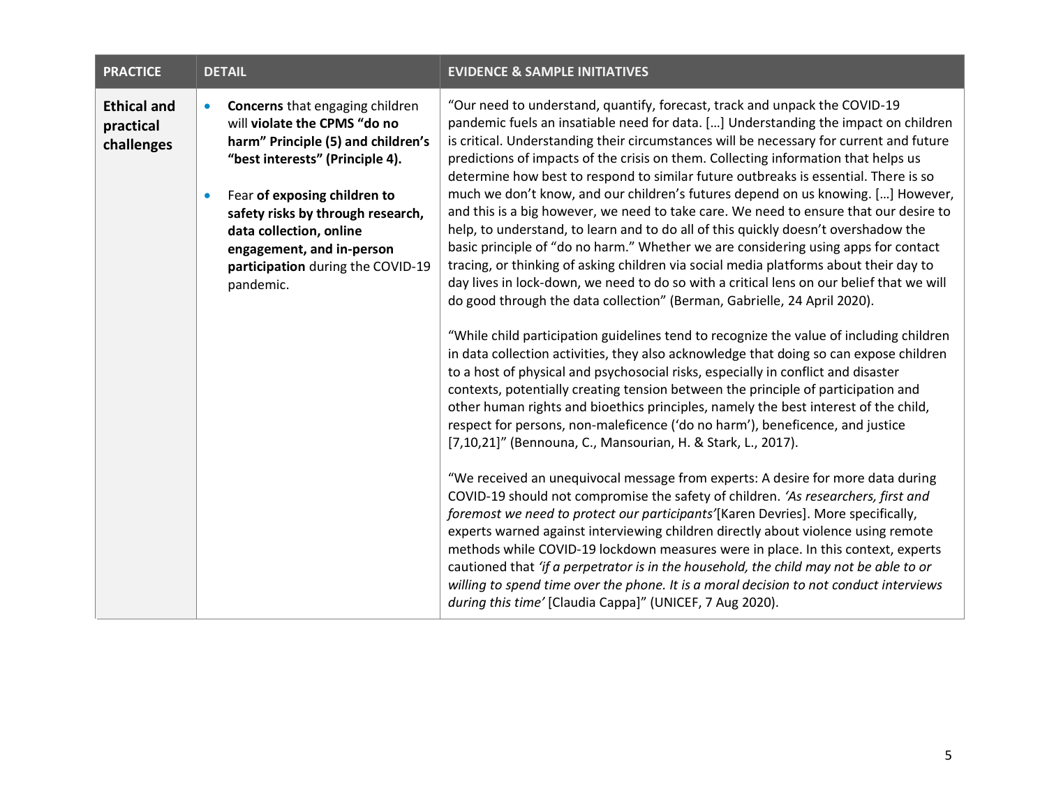| PRACTICE | DETAIL | EVIDENCE & SAMPLE INITIATIVES |
| --- | --- | --- |
| **Ethical and practical challenges** | • **Concerns** that engaging children will **violate the CPMS "do no harm" Principle (5) and children's "best interests" (Principle 4).**<br><br>• Fear **of exposing children to safety risks by through research, data collection, online engagement, and in-person participation** during the COVID-19 pandemic. | "Our need to understand, quantify, forecast, track and unpack the COVID-19 pandemic fuels an insatiable need for data. […] Understanding the impact on children is critical. Understanding their circumstances will be necessary for current and future predictions of impacts of the crisis on them. Collecting information that helps us determine how best to respond to similar future outbreaks is essential. There is so much we don't know, and our children's futures depend on us knowing. […] However, and this is a big however, we need to take care. We need to ensure that our desire to help, to understand, to learn and to do all of this quickly doesn't overshadow the basic principle of "do no harm." Whether we are considering using apps for contact tracing, or thinking of asking children via social media platforms about their day to day lives in lock-down, we need to do so with a critical lens on our belief that we will do good through the data collection" (Berman, Gabrielle, 24 April 2020).<br><br>"While child participation guidelines tend to recognize the value of including children in data collection activities, they also acknowledge that doing so can expose children to a host of physical and psychosocial risks, especially in conflict and disaster contexts, potentially creating tension between the principle of participation and other human rights and bioethics principles, namely the best interest of the child, respect for persons, non-maleficence ('do no harm'), beneficence, and justice [7,10,21]" (Bennouna, C., Mansourian, H. & Stark, L., 2017).<br><br>"We received an unequivocal message from experts: A desire for more data during COVID-19 should not compromise the safety of children. *'As researchers, first and foremost we need to protect our participants'*[Karen Devries]. More specifically, experts warned against interviewing children directly about violence using remote methods while COVID-19 lockdown measures were in place. In this context, experts cautioned that *'if a perpetrator is in the household, the child may not be able to or willing to spend time over the phone. It is a moral decision to not conduct interviews during this time'* [Claudia Cappa]" (UNICEF, 7 Aug 2020). |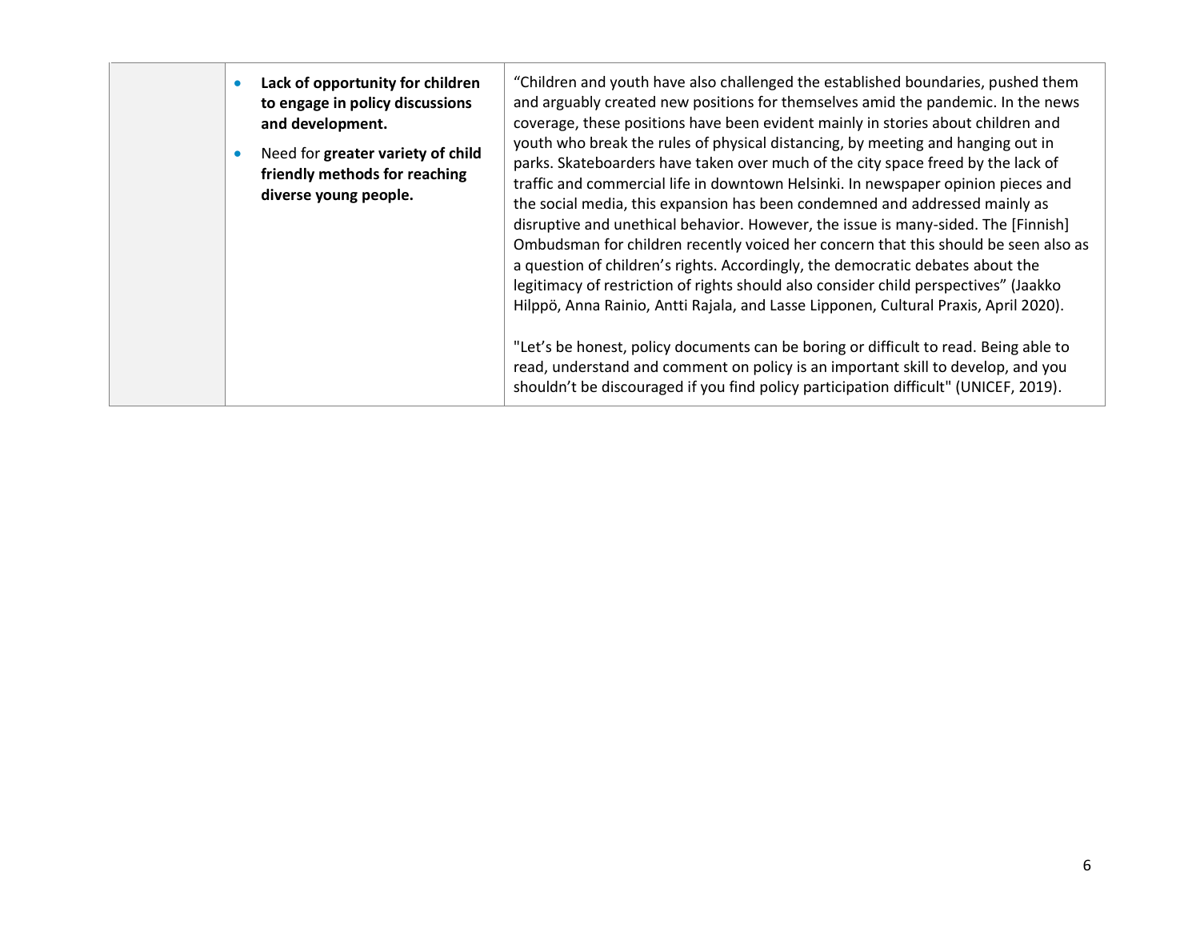| | | |
|---|---|---|
| | • **Lack of opportunity for children to engage in policy discussions and development.**<br>• Need for **greater variety of child friendly methods for reaching diverse young people.** | "Children and youth have also challenged the established boundaries, pushed them and arguably created new positions for themselves amid the pandemic. In the news coverage, these positions have been evident mainly in stories about children and youth who break the rules of physical distancing, by meeting and hanging out in parks. Skateboarders have taken over much of the city space freed by the lack of traffic and commercial life in downtown Helsinki. In newspaper opinion pieces and the social media, this expansion has been condemned and addressed mainly as disruptive and unethical behavior. However, the issue is many-sided. The [Finnish] Ombudsman for children recently voiced her concern that this should be seen also as a question of children's rights. Accordingly, the democratic debates about the legitimacy of restriction of rights should also consider child perspectives" (Jaakko Hilppö, Anna Rainio, Antti Rajala, and Lasse Lipponen, Cultural Praxis, April 2020).<br><br>"Let's be honest, policy documents can be boring or difficult to read. Being able to read, understand and comment on policy is an important skill to develop, and you shouldn't be discouraged if you find policy participation difficult" (UNICEF, 2019). |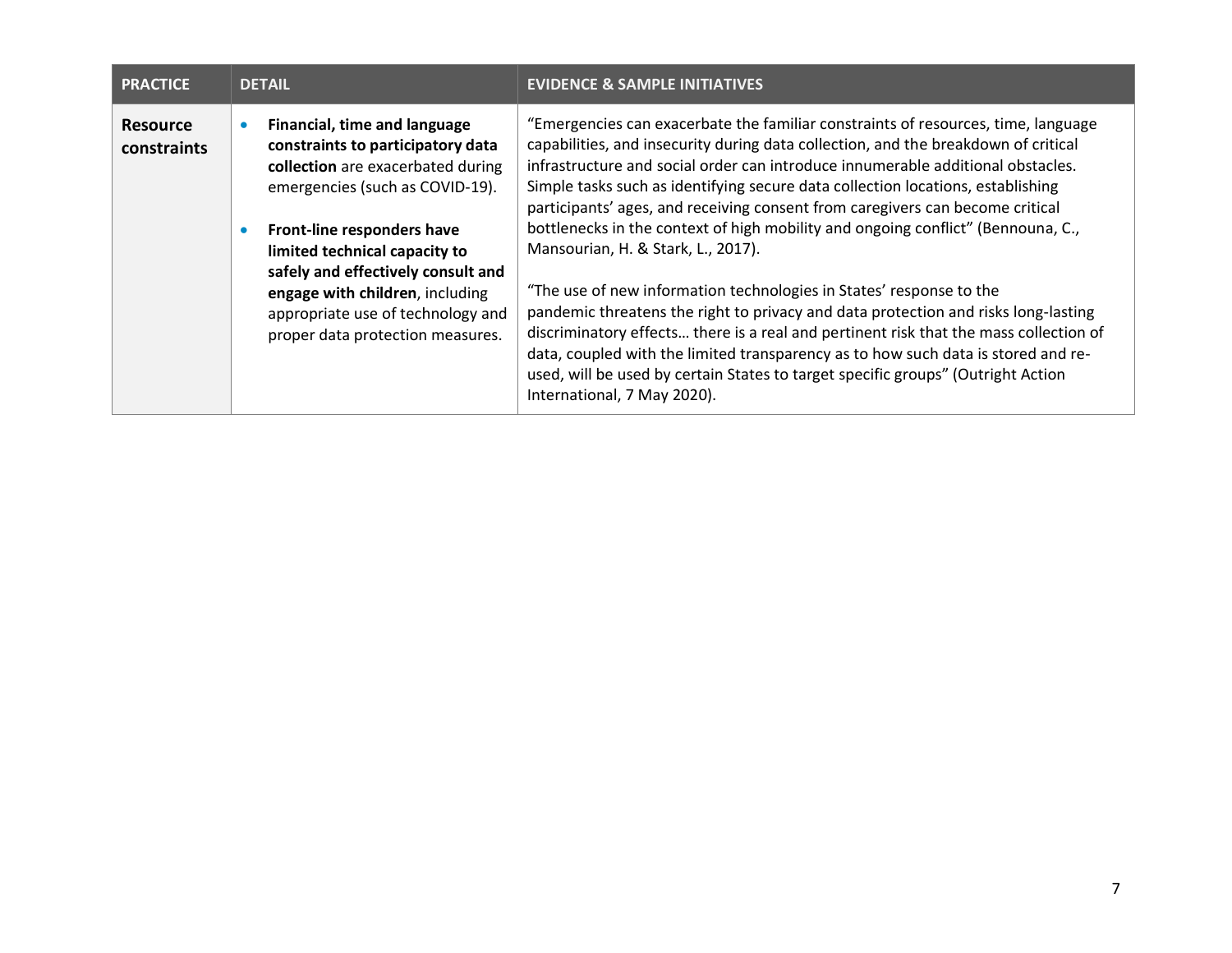| PRACTICE | DETAIL | EVIDENCE & SAMPLE INITIATIVES |
|---|---|---|
| **Resource constraints** | • **Financial, time and language constraints to participatory data collection** are exacerbated during emergencies (such as COVID-19).<br><br>• **Front-line responders have limited technical capacity to safely and effectively consult and engage with children**, including appropriate use of technology and proper data protection measures. | "Emergencies can exacerbate the familiar constraints of resources, time, language capabilities, and insecurity during data collection, and the breakdown of critical infrastructure and social order can introduce innumerable additional obstacles. Simple tasks such as identifying secure data collection locations, establishing participants' ages, and receiving consent from caregivers can become critical bottlenecks in the context of high mobility and ongoing conflict" (Bennouna, C., Mansourian, H. & Stark, L., 2017).<br><br>"The use of new information technologies in States' response to the pandemic threatens the right to privacy and data protection and risks long-lasting discriminatory effects… there is a real and pertinent risk that the mass collection of data, coupled with the limited transparency as to how such data is stored and re-used, will be used by certain States to target specific groups" (Outright Action International, 7 May 2020). |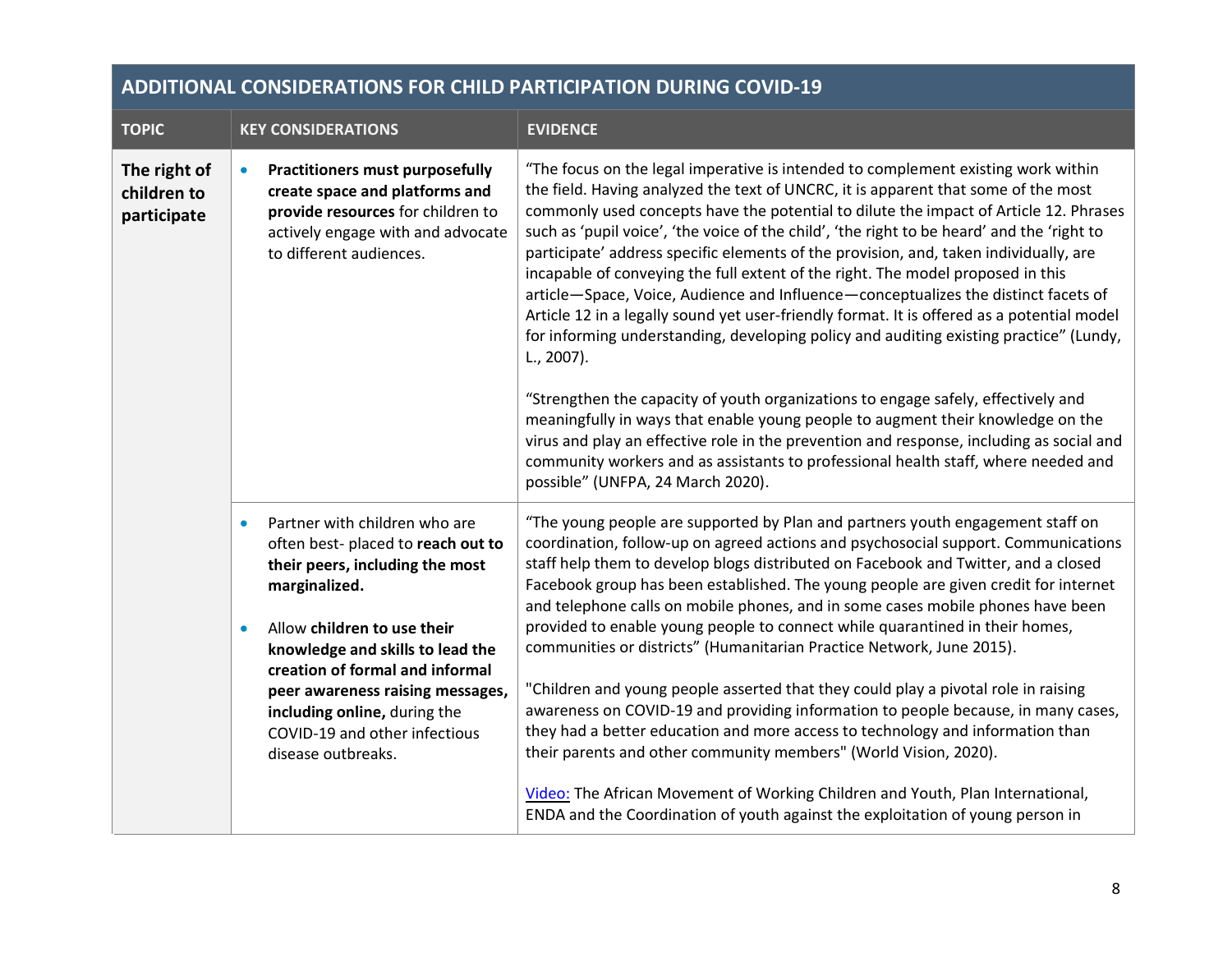| ADDITIONAL CONSIDERATIONS FOR CHILD PARTICIPATION DURING COVID-19 | | |
|---|---|---|
| **TOPIC** | **KEY CONSIDERATIONS** | **EVIDENCE** |
| **The right of children to participate** | • **Practitioners must purposefully create space and platforms and provide resources** for children to actively engage with and advocate to different audiences. | "The focus on the legal imperative is intended to complement existing work within the field. Having analyzed the text of UNCRC, it is apparent that some of the most commonly used concepts have the potential to dilute the impact of Article 12. Phrases such as 'pupil voice', 'the voice of the child', 'the right to be heard' and the 'right to participate' address specific elements of the provision, and, taken individually, are incapable of conveying the full extent of the right. The model proposed in this article—Space, Voice, Audience and Influence—conceptualizes the distinct facets of Article 12 in a legally sound yet user-friendly format. It is offered as a potential model for informing understanding, developing policy and auditing existing practice" (Lundy, L., 2007).<br><br>"Strengthen the capacity of youth organizations to engage safely, effectively and meaningfully in ways that enable young people to augment their knowledge on the virus and play an effective role in the prevention and response, including as social and community workers and as assistants to professional health staff, where needed and possible" (UNFPA, 24 March 2020). |
| | • Partner with children who are often best- placed to **reach out to their peers, including the most marginalized.**<br><br>• Allow **children to use their knowledge and skills to lead the creation of formal and informal peer awareness raising messages, including online,** during the COVID-19 and other infectious disease outbreaks. | "The young people are supported by Plan and partners youth engagement staff on coordination, follow-up on agreed actions and psychosocial support. Communications staff help them to develop blogs distributed on Facebook and Twitter, and a closed Facebook group has been established. The young people are given credit for internet and telephone calls on mobile phones, and in some cases mobile phones have been provided to enable young people to connect while quarantined in their homes, communities or districts" (Humanitarian Practice Network, June 2015).<br><br>"Children and young people asserted that they could play a pivotal role in raising awareness on COVID-19 and providing information to people because, in many cases, they had a better education and more access to technology and information than their parents and other community members" (World Vision, 2020).<br><br>Video: The African Movement of Working Children and Youth, Plan International, ENDA and the Coordination of youth against the exploitation of young person in |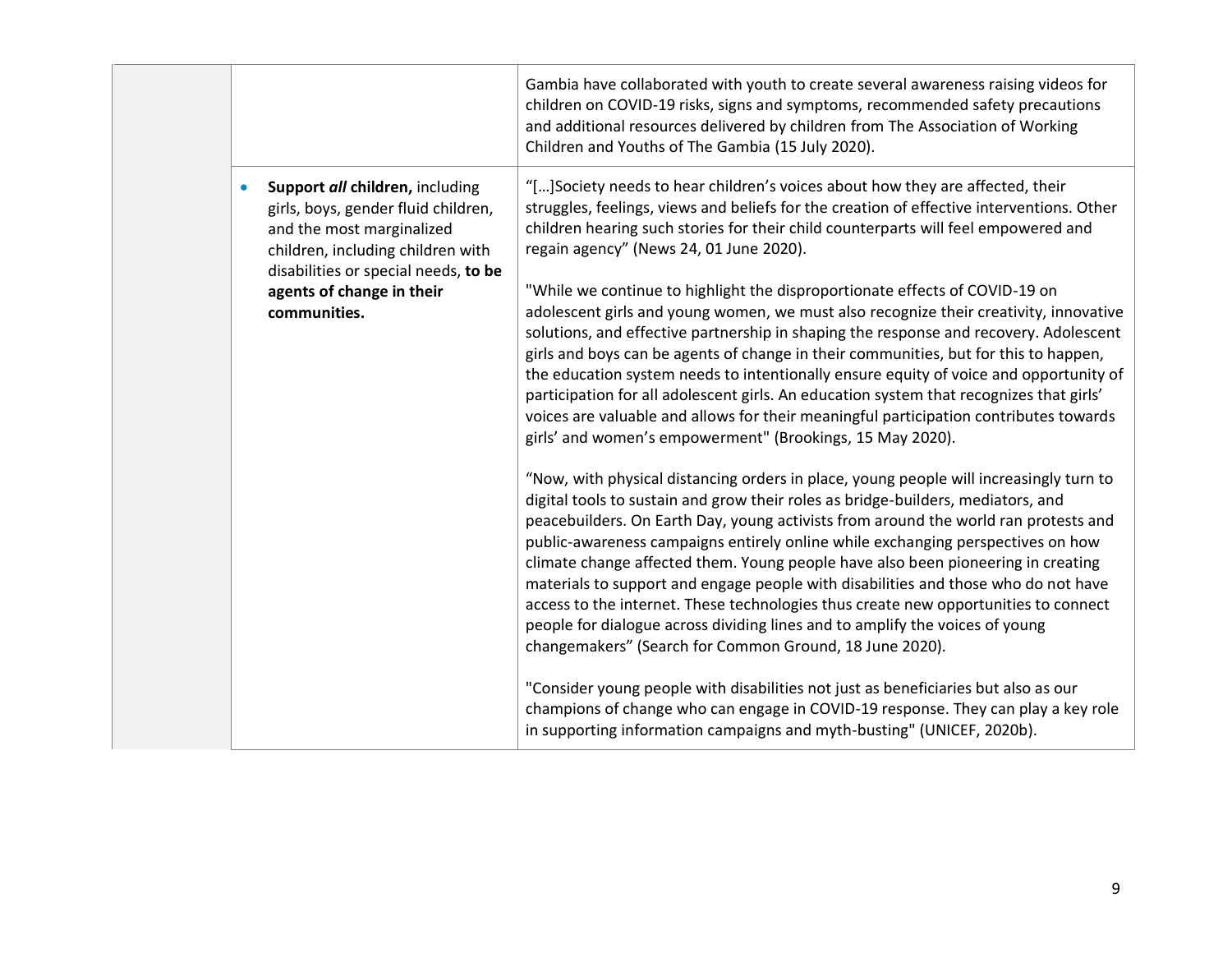| | | |
|---|---|---|
| | | Gambia have collaborated with youth to create several awareness raising videos for children on COVID-19 risks, signs and symptoms, recommended safety precautions and additional resources delivered by children from The Association of Working Children and Youths of The Gambia (15 July 2020). |
| | • **Support *all* children,** including girls, boys, gender fluid children, and the most marginalized children, including children with disabilities or special needs, **to be agents of change in their communities.** | "[…]Society needs to hear children's voices about how they are affected, their struggles, feelings, views and beliefs for the creation of effective interventions. Other children hearing such stories for their child counterparts will feel empowered and regain agency" (News 24, 01 June 2020).<br><br>"While we continue to highlight the disproportionate effects of COVID-19 on adolescent girls and young women, we must also recognize their creativity, innovative solutions, and effective partnership in shaping the response and recovery. Adolescent girls and boys can be agents of change in their communities, but for this to happen, the education system needs to intentionally ensure equity of voice and opportunity of participation for all adolescent girls. An education system that recognizes that girls' voices are valuable and allows for their meaningful participation contributes towards girls' and women's empowerment" (Brookings, 15 May 2020).<br><br>"Now, with physical distancing orders in place, young people will increasingly turn to digital tools to sustain and grow their roles as bridge-builders, mediators, and peacebuilders. On Earth Day, young activists from around the world ran protests and public-awareness campaigns entirely online while exchanging perspectives on how climate change affected them. Young people have also been pioneering in creating materials to support and engage people with disabilities and those who do not have access to the internet. These technologies thus create new opportunities to connect people for dialogue across dividing lines and to amplify the voices of young changemakers" (Search for Common Ground, 18 June 2020).<br><br>"Consider young people with disabilities not just as beneficiaries but also as our champions of change who can engage in COVID-19 response. They can play a key role in supporting information campaigns and myth-busting" (UNICEF, 2020b). |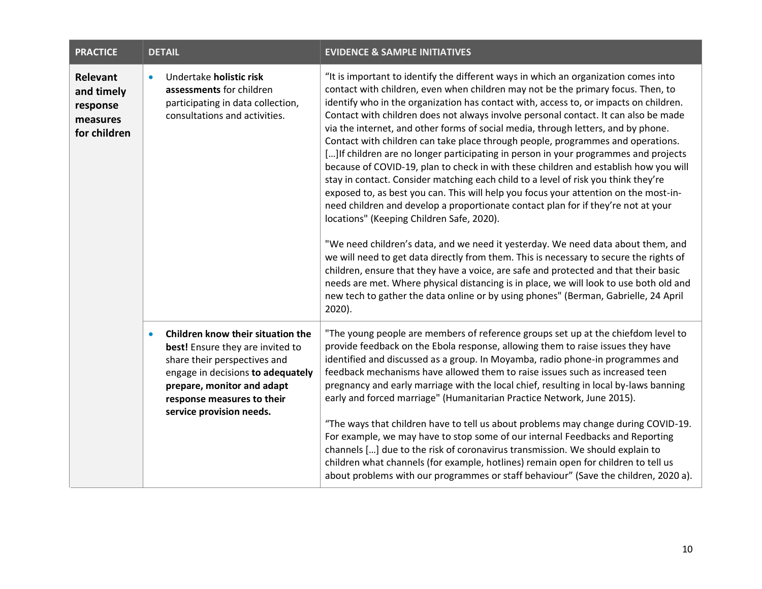| PRACTICE | DETAIL | EVIDENCE & SAMPLE INITIATIVES |
|---|---|---|
| **Relevant and timely response measures for children** | • Undertake **holistic risk assessments** for children participating in data collection, consultations and activities. | "It is important to identify the different ways in which an organization comes into contact with children, even when children may not be the primary focus. Then, to identify who in the organization has contact with, access to, or impacts on children. Contact with children does not always involve personal contact. It can also be made via the internet, and other forms of social media, through letters, and by phone. Contact with children can take place through people, programmes and operations. […]If children are no longer participating in person in your programmes and projects because of COVID-19, plan to check in with these children and establish how you will stay in contact. Consider matching each child to a level of risk you think they're exposed to, as best you can. This will help you focus your attention on the most-in-need children and develop a proportionate contact plan for if they're not at your locations" (Keeping Children Safe, 2020).<br><br>"We need children's data, and we need it yesterday. We need data about them, and we will need to get data directly from them. This is necessary to secure the rights of children, ensure that they have a voice, are safe and protected and that their basic needs are met. Where physical distancing is in place, we will look to use both old and new tech to gather the data online or by using phones" (Berman, Gabrielle, 24 April 2020). |
| | • **Children know their situation the best!** Ensure they are invited to share their perspectives and engage in decisions **to adequately prepare, monitor and adapt response measures to their service provision needs.** | "The young people are members of reference groups set up at the chiefdom level to provide feedback on the Ebola response, allowing them to raise issues they have identified and discussed as a group. In Moyamba, radio phone-in programmes and feedback mechanisms have allowed them to raise issues such as increased teen pregnancy and early marriage with the local chief, resulting in local by-laws banning early and forced marriage" (Humanitarian Practice Network, June 2015).<br><br>"The ways that children have to tell us about problems may change during COVID-19. For example, we may have to stop some of our internal Feedbacks and Reporting channels […] due to the risk of coronavirus transmission. We should explain to children what channels (for example, hotlines) remain open for children to tell us about problems with our programmes or staff behaviour" (Save the children, 2020 a). |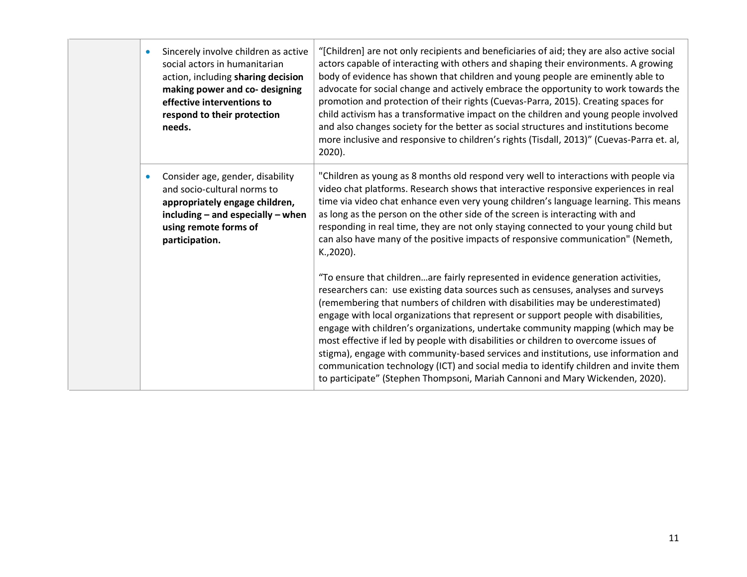| | | |
|---|---|---|
| | • Sincerely involve children as active social actors in humanitarian action, including **sharing decision making power and co- designing effective interventions to respond to their protection needs.** | "[Children] are not only recipients and beneficiaries of aid; they are also active social actors capable of interacting with others and shaping their environments. A growing body of evidence has shown that children and young people are eminently able to advocate for social change and actively embrace the opportunity to work towards the promotion and protection of their rights (Cuevas-Parra, 2015). Creating spaces for child activism has a transformative impact on the children and young people involved and also changes society for the better as social structures and institutions become more inclusive and responsive to children's rights (Tisdall, 2013)" (Cuevas-Parra et. al, 2020). |
| | • Consider age, gender, disability and socio-cultural norms to **appropriately engage children, including – and especially – when using remote forms of participation.** | "Children as young as 8 months old respond very well to interactions with people via video chat platforms. Research shows that interactive responsive experiences in real time via video chat enhance even very young children's language learning. This means as long as the person on the other side of the screen is interacting with and responding in real time, they are not only staying connected to your young child but can also have many of the positive impacts of responsive communication" (Nemeth, K.,2020).<br><br>"To ensure that children…are fairly represented in evidence generation activities, researchers can: use existing data sources such as censuses, analyses and surveys (remembering that numbers of children with disabilities may be underestimated) engage with local organizations that represent or support people with disabilities, engage with children's organizations, undertake community mapping (which may be most effective if led by people with disabilities or children to overcome issues of stigma), engage with community-based services and institutions, use information and communication technology (ICT) and social media to identify children and invite them to participate" (Stephen Thompsoni, Mariah Cannoni and Mary Wickenden, 2020). |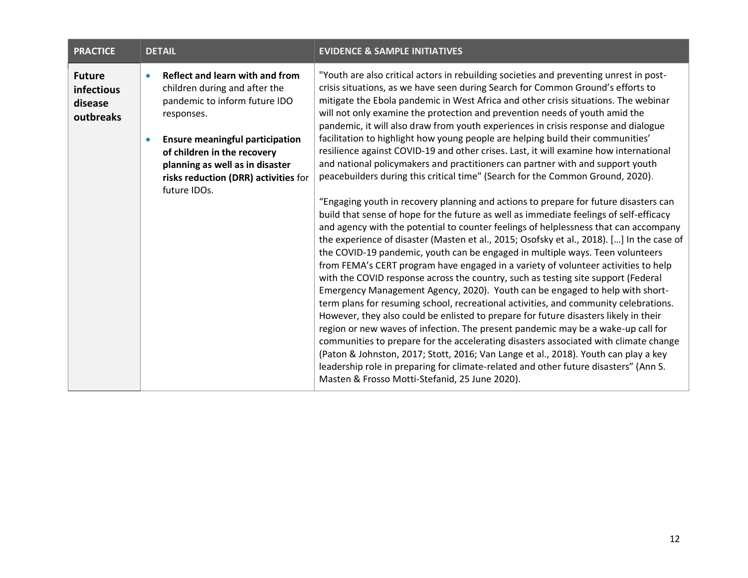| PRACTICE | DETAIL | EVIDENCE & SAMPLE INITIATIVES |
| --- | --- | --- |
| **Future infectious disease outbreaks** | • **Reflect and learn with and from** children during and after the pandemic to inform future IDO responses.<br><br>• **Ensure meaningful participation of children in the recovery planning as well as in disaster risks reduction (DRR) activities** for future IDOs. | "Youth are also critical actors in rebuilding societies and preventing unrest in post-crisis situations, as we have seen during Search for Common Ground's efforts to mitigate the Ebola pandemic in West Africa and other crisis situations. The webinar will not only examine the protection and prevention needs of youth amid the pandemic, it will also draw from youth experiences in crisis response and dialogue facilitation to highlight how young people are helping build their communities' resilience against COVID-19 and other crises. Last, it will examine how international and national policymakers and practitioners can partner with and support youth peacebuilders during this critical time" (Search for the Common Ground, 2020).<br><br>"Engaging youth in recovery planning and actions to prepare for future disasters can build that sense of hope for the future as well as immediate feelings of self-efficacy and agency with the potential to counter feelings of helplessness that can accompany the experience of disaster (Masten et al., 2015; Osofsky et al., 2018). […] In the case of the COVID-19 pandemic, youth can be engaged in multiple ways. Teen volunteers from FEMA's CERT program have engaged in a variety of volunteer activities to help with the COVID response across the country, such as testing site support (Federal Emergency Management Agency, 2020). Youth can be engaged to help with short-term plans for resuming school, recreational activities, and community celebrations. However, they also could be enlisted to prepare for future disasters likely in their region or new waves of infection. The present pandemic may be a wake-up call for communities to prepare for the accelerating disasters associated with climate change (Paton & Johnston, 2017; Stott, 2016; Van Lange et al., 2018). Youth can play a key leadership role in preparing for climate-related and other future disasters" (Ann S. Masten & Frosso Motti-Stefanid, 25 June 2020). |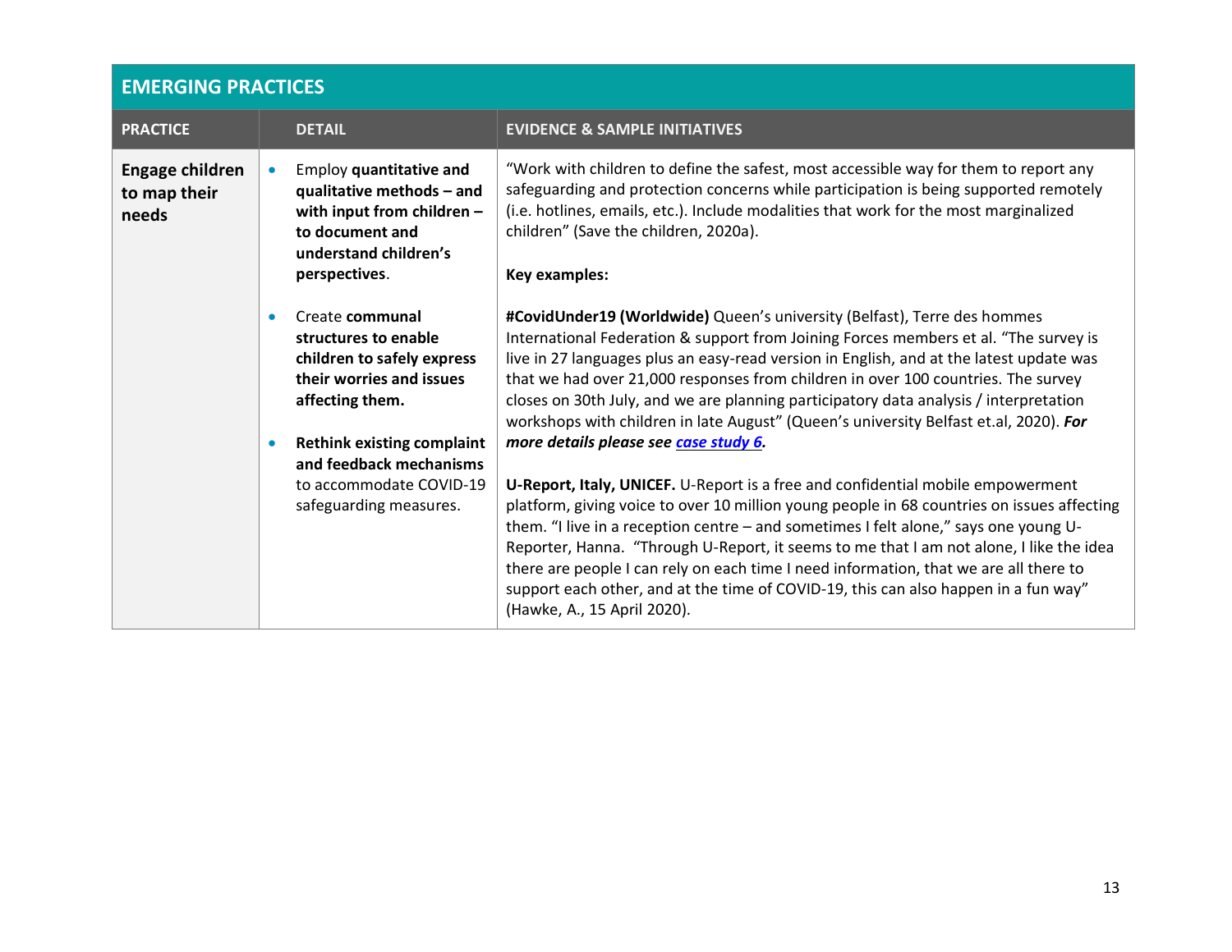| EMERGING PRACTICES | | |
|---|---|---|
| **PRACTICE** | **DETAIL** | **EVIDENCE & SAMPLE INITIATIVES** |
| **Engage children to map their needs** | • Employ **quantitative and qualitative methods – and with input from children – to document and understand children's perspectives**.<br><br>• Create **communal structures to enable children to safely express their worries and issues affecting them.**<br><br>• **Rethink existing complaint and feedback mechanisms** to accommodate COVID-19 safeguarding measures. | "Work with children to define the safest, most accessible way for them to report any safeguarding and protection concerns while participation is being supported remotely (i.e. hotlines, emails, etc.). Include modalities that work for the most marginalized children" (Save the children, 2020a).<br><br>**Key examples:**<br><br>**#CovidUnder19 (Worldwide)** Queen's university (Belfast), Terre des hommes International Federation & support from Joining Forces members et al. "The survey is live in 27 languages plus an easy-read version in English, and at the latest update was that we had over 21,000 responses from children in over 100 countries. The survey closes on 30th July, and we are planning participatory data analysis / interpretation workshops with children in late August" (Queen's university Belfast et.al, 2020). ***For more details please see case study 6.***<br><br>**U-Report, Italy, UNICEF.** U-Report is a free and confidential mobile empowerment platform, giving voice to over 10 million young people in 68 countries on issues affecting them. "I live in a reception centre – and sometimes I felt alone," says one young U-Reporter, Hanna. "Through U-Report, it seems to me that I am not alone, I like the idea there are people I can rely on each time I need information, that we are all there to support each other, and at the time of COVID-19, this can also happen in a fun way" (Hawke, A., 15 April 2020). |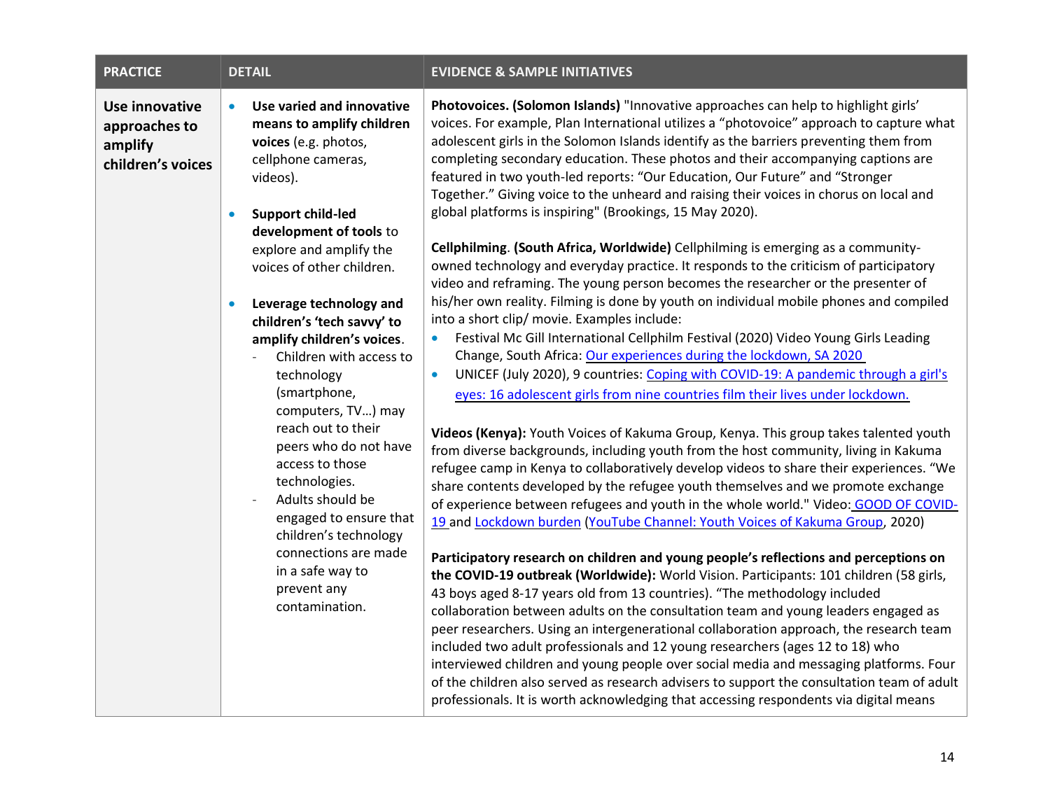| PRACTICE | DETAIL | EVIDENCE & SAMPLE INITIATIVES |
|---|---|---|
| **Use innovative approaches to amplify children's voices** | • **Use varied and innovative means to amplify children voices** (e.g. photos, cellphone cameras, videos).<br><br>• **Support child-led development of tools** to explore and amplify the voices of other children.<br><br>• **Leverage technology and children's 'tech savvy' to amplify children's voices**.<br>- Children with access to technology (smartphone, computers, TV…) may reach out to their peers who do not have access to those technologies.<br>- Adults should be engaged to ensure that children's technology connections are made in a safe way to prevent any contamination. | **Photovoices. (Solomon Islands)** "Innovative approaches can help to highlight girls' voices. For example, Plan International utilizes a "photovoice" approach to capture what adolescent girls in the Solomon Islands identify as the barriers preventing them from completing secondary education. These photos and their accompanying captions are featured in two youth-led reports: "Our Education, Our Future" and "Stronger Together." Giving voice to the unheard and raising their voices in chorus on local and global platforms is inspiring" (Brookings, 15 May 2020).<br><br>**Cellphilming**. **(South Africa, Worldwide)** Cellphilming is emerging as a community-owned technology and everyday practice. It responds to the criticism of participatory video and reframing. The young person becomes the researcher or the presenter of his/her own reality. Filming is done by youth on individual mobile phones and compiled into a short clip/ movie. Examples include:<br>• Festival Mc Gill International Cellphilm Festival (2020) Video Young Girls Leading Change, South Africa: Our experiences during the lockdown, SA 2020<br>• UNICEF (July 2020), 9 countries: Coping with COVID-19: A pandemic through a girl's eyes: 16 adolescent girls from nine countries film their lives under lockdown.<br><br>**Videos (Kenya):** Youth Voices of Kakuma Group, Kenya. This group takes talented youth from diverse backgrounds, including youth from the host community, living in Kakuma refugee camp in Kenya to collaboratively develop videos to share their experiences. "We share contents developed by the refugee youth themselves and we promote exchange of experience between refugees and youth in the whole world." Video: GOOD OF COVID-19 and Lockdown burden (YouTube Channel: Youth Voices of Kakuma Group, 2020)<br><br>**Participatory research on children and young people's reflections and perceptions on the COVID-19 outbreak (Worldwide):** World Vision. Participants: 101 children (58 girls, 43 boys aged 8-17 years old from 13 countries). "The methodology included collaboration between adults on the consultation team and young leaders engaged as peer researchers. Using an intergenerational collaboration approach, the research team included two adult professionals and 12 young researchers (ages 12 to 18) who interviewed children and young people over social media and messaging platforms. Four of the children also served as research advisers to support the consultation team of adult professionals. It is worth acknowledging that accessing respondents via digital means |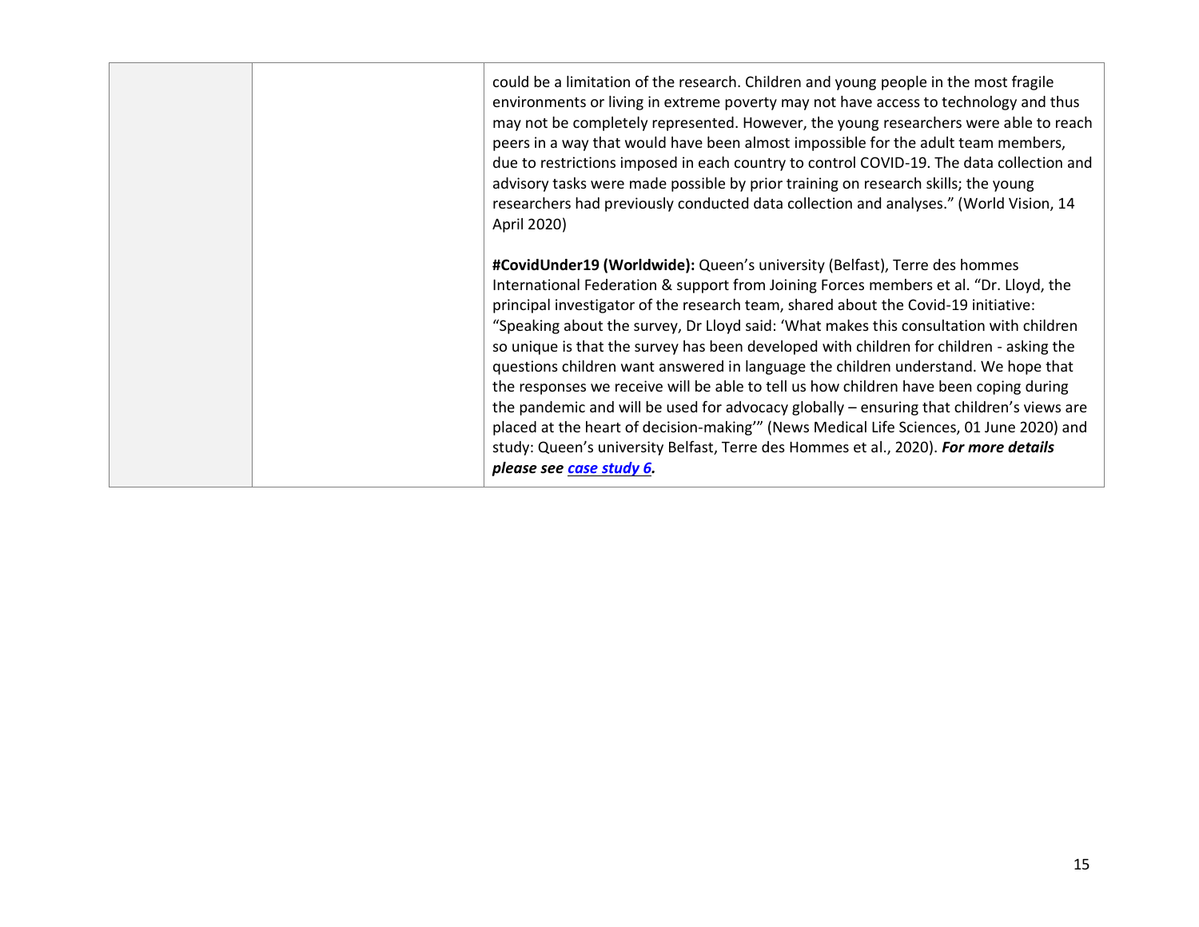| | | |
|---|---|---|
| | | could be a limitation of the research. Children and young people in the most fragile environments or living in extreme poverty may not have access to technology and thus may not be completely represented. However, the young researchers were able to reach peers in a way that would have been almost impossible for the adult team members, due to restrictions imposed in each country to control COVID-19. The data collection and advisory tasks were made possible by prior training on research skills; the young researchers had previously conducted data collection and analyses." (World Vision, 14 April 2020)<br><br>**#CovidUnder19 (Worldwide):** Queen's university (Belfast), Terre des hommes International Federation & support from Joining Forces members et al. "Dr. Lloyd, the principal investigator of the research team, shared about the Covid-19 initiative: "Speaking about the survey, Dr Lloyd said: 'What makes this consultation with children so unique is that the survey has been developed with children for children - asking the questions children want answered in language the children understand. We hope that the responses we receive will be able to tell us how children have been coping during the pandemic and will be used for advocacy globally – ensuring that children's views are placed at the heart of decision-making'" (News Medical Life Sciences, 01 June 2020) and study: Queen's university Belfast, Terre des Hommes et al., 2020). ***For more details please see case study 6.*** |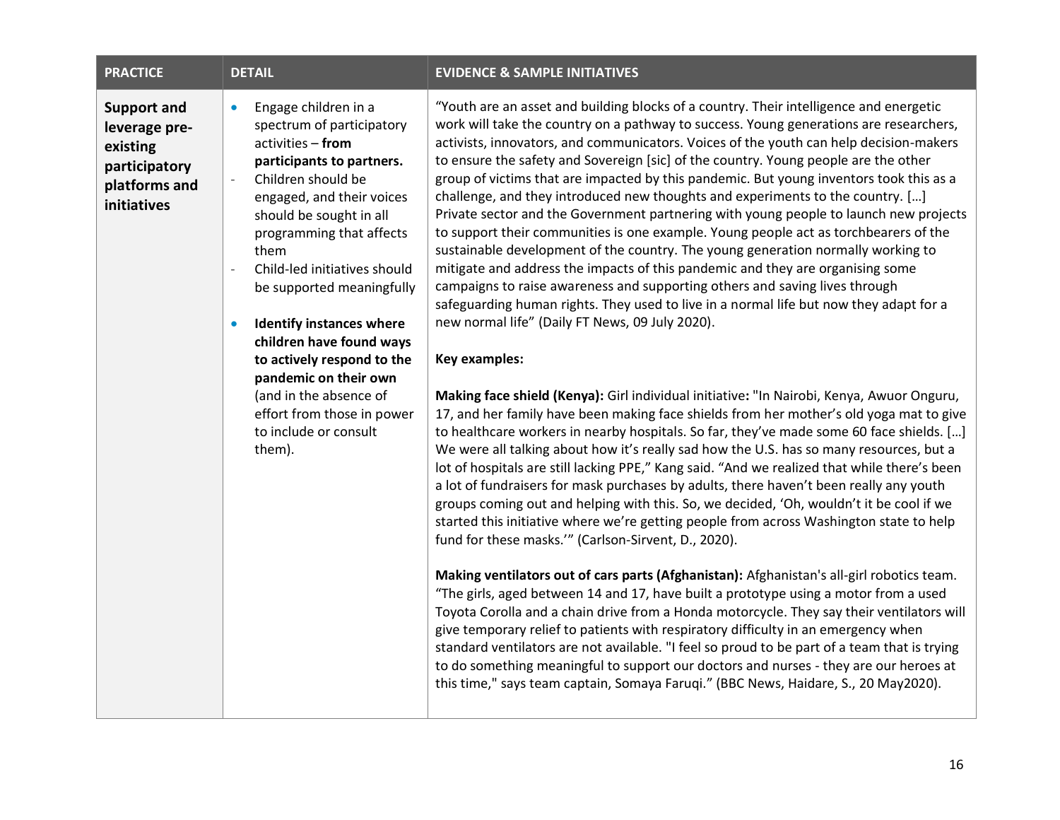| PRACTICE | DETAIL | EVIDENCE & SAMPLE INITIATIVES |
|---|---|---|
| **Support and leverage pre-existing participatory platforms and initiatives** | • Engage children in a spectrum of participatory activities – **from participants to partners.**<br>- Children should be engaged, and their voices should be sought in all programming that affects them<br>- Child-led initiatives should be supported meaningfully<br><br>• **Identify instances where children have found ways to actively respond to the pandemic on their own** (and in the absence of effort from those in power to include or consult them). | "Youth are an asset and building blocks of a country. Their intelligence and energetic work will take the country on a pathway to success. Young generations are researchers, activists, innovators, and communicators. Voices of the youth can help decision-makers to ensure the safety and Sovereign [sic] of the country. Young people are the other group of victims that are impacted by this pandemic. But young inventors took this as a challenge, and they introduced new thoughts and experiments to the country. […] Private sector and the Government partnering with young people to launch new projects to support their communities is one example. Young people act as torchbearers of the sustainable development of the country. The young generation normally working to mitigate and address the impacts of this pandemic and they are organising some campaigns to raise awareness and supporting others and saving lives through safeguarding human rights. They used to live in a normal life but now they adapt for a new normal life" (Daily FT News, 09 July 2020).<br><br>**Key examples:**<br><br>**Making face shield (Kenya):** Girl individual initiative**:** "In Nairobi, Kenya, Awuor Onguru, 17, and her family have been making face shields from her mother's old yoga mat to give to healthcare workers in nearby hospitals. So far, they've made some 60 face shields. […] We were all talking about how it's really sad how the U.S. has so many resources, but a lot of hospitals are still lacking PPE," Kang said. "And we realized that while there's been a lot of fundraisers for mask purchases by adults, there haven't been really any youth groups coming out and helping with this. So, we decided, 'Oh, wouldn't it be cool if we started this initiative where we're getting people from across Washington state to help fund for these masks.'" (Carlson-Sirvent, D., 2020).<br><br>**Making ventilators out of cars parts (Afghanistan):** Afghanistan's all-girl robotics team. "The girls, aged between 14 and 17, have built a prototype using a motor from a used Toyota Corolla and a chain drive from a Honda motorcycle. They say their ventilators will give temporary relief to patients with respiratory difficulty in an emergency when standard ventilators are not available. "I feel so proud to be part of a team that is trying to do something meaningful to support our doctors and nurses - they are our heroes at this time," says team captain, Somaya Faruqi." (BBC News, Haidare, S., 20 May2020). |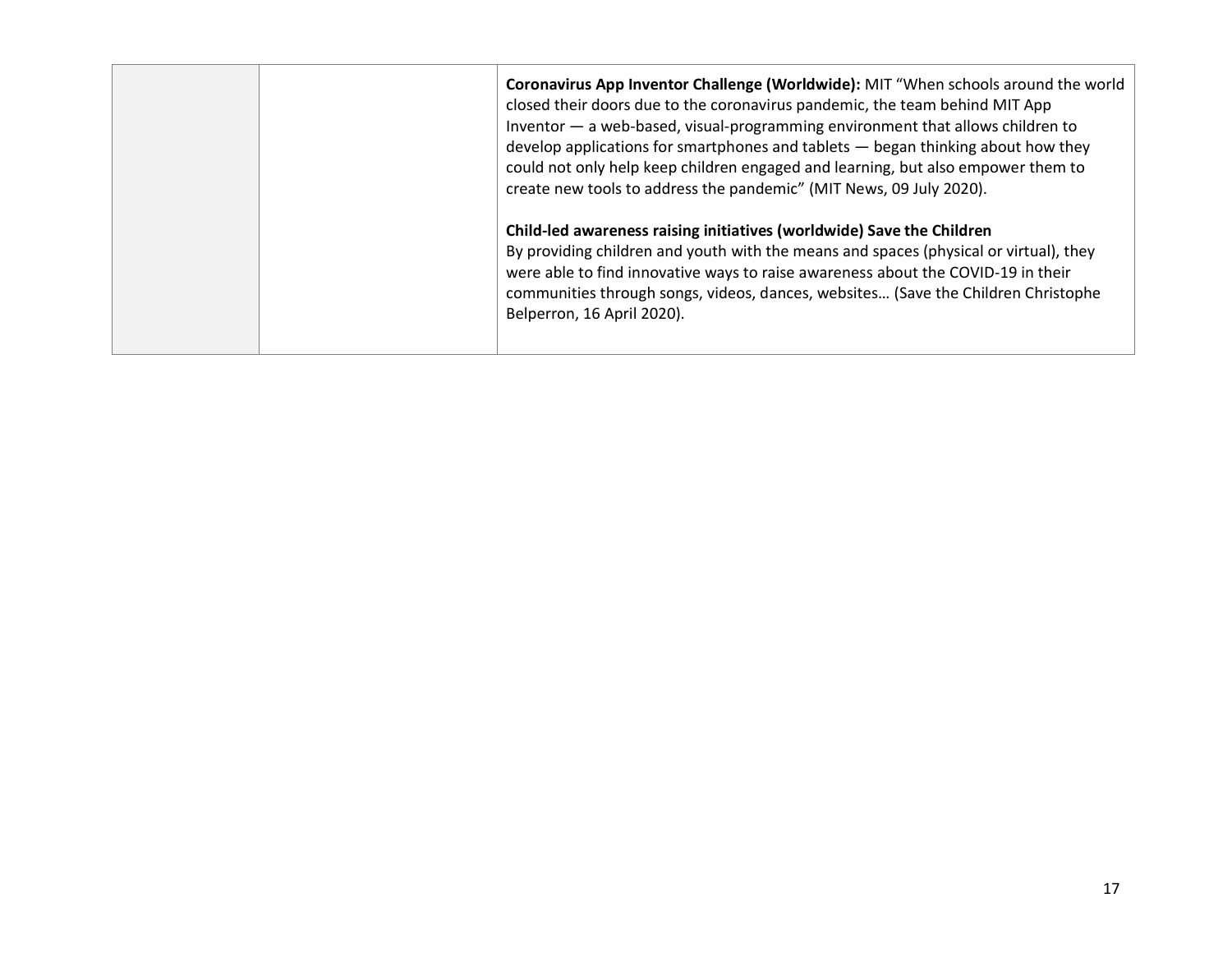|  |  | **Coronavirus App Inventor Challenge (Worldwide):** MIT "When schools around the world closed their doors due to the coronavirus pandemic, the team behind MIT App Inventor — a web-based, visual-programming environment that allows children to develop applications for smartphones and tablets — began thinking about how they could not only help keep children engaged and learning, but also empower them to create new tools to address the pandemic" (MIT News, 09 July 2020).<br><br>**Child-led awareness raising initiatives (worldwide) Save the Children**<br>By providing children and youth with the means and spaces (physical or virtual), they were able to find innovative ways to raise awareness about the COVID-19 in their communities through songs, videos, dances, websites… (Save the Children Christophe Belperron, 16 April 2020). |
|---|---|---|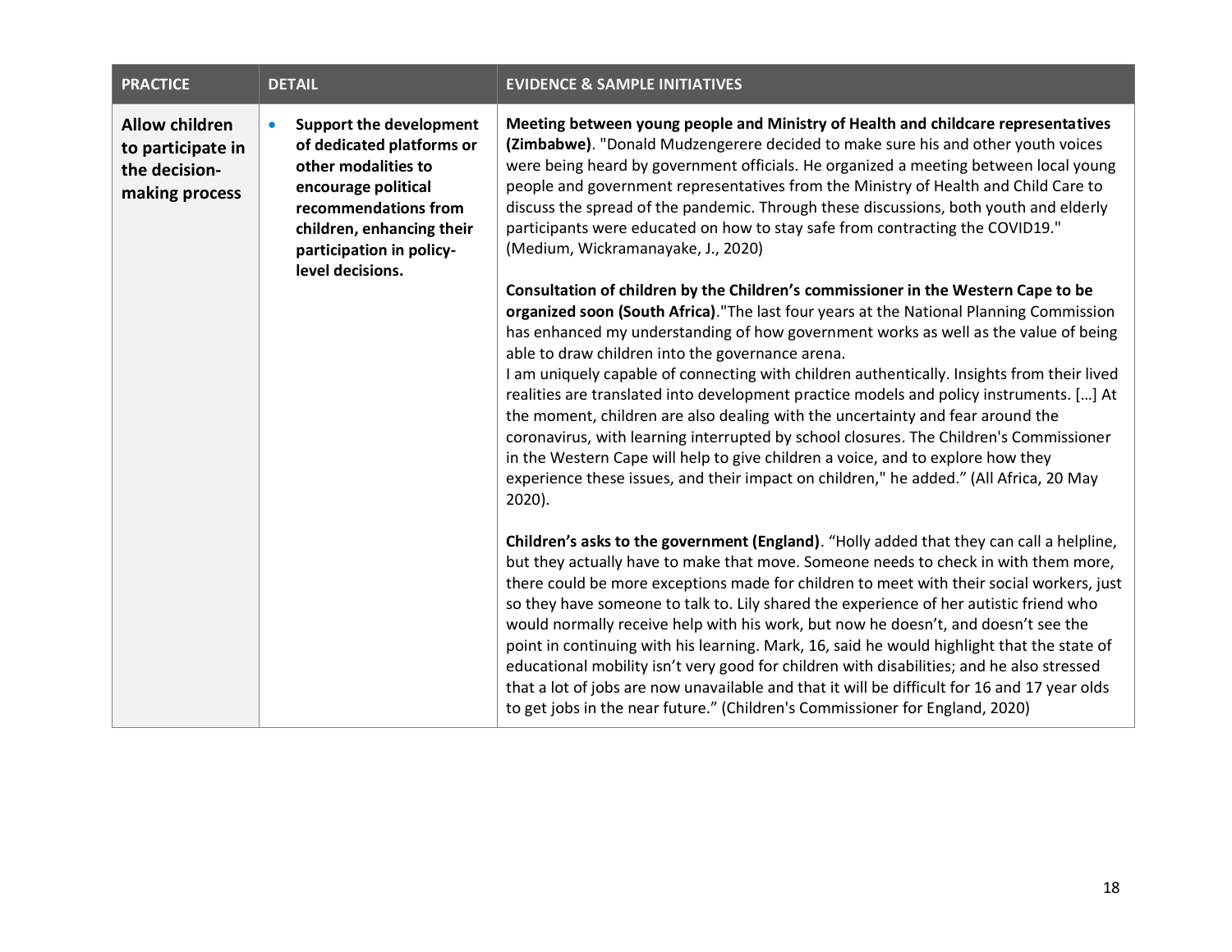| PRACTICE | DETAIL | EVIDENCE & SAMPLE INITIATIVES |
|---|---|---|
| **Allow children to participate in the decision-making process** | • **Support the development of dedicated platforms or other modalities to encourage political recommendations from children, enhancing their participation in policy-level decisions.** | **Meeting between young people and Ministry of Health and childcare representatives (Zimbabwe)**. "Donald Mudzengerere decided to make sure his and other youth voices were being heard by government officials. He organized a meeting between local young people and government representatives from the Ministry of Health and Child Care to discuss the spread of the pandemic. Through these discussions, both youth and elderly participants were educated on how to stay safe from contracting the COVID19." (Medium, Wickramanayake, J., 2020)<br><br>**Consultation of children by the Children's commissioner in the Western Cape to be organized soon (South Africa)**."The last four years at the National Planning Commission has enhanced my understanding of how government works as well as the value of being able to draw children into the governance arena.<br>I am uniquely capable of connecting with children authentically. Insights from their lived realities are translated into development practice models and policy instruments. […] At the moment, children are also dealing with the uncertainty and fear around the coronavirus, with learning interrupted by school closures. The Children's Commissioner in the Western Cape will help to give children a voice, and to explore how they experience these issues, and their impact on children," he added." (All Africa, 20 May 2020).<br><br>**Children's asks to the government (England)**. "Holly added that they can call a helpline, but they actually have to make that move. Someone needs to check in with them more, there could be more exceptions made for children to meet with their social workers, just so they have someone to talk to. Lily shared the experience of her autistic friend who would normally receive help with his work, but now he doesn't, and doesn't see the point in continuing with his learning. Mark, 16, said he would highlight that the state of educational mobility isn't very good for children with disabilities; and he also stressed that a lot of jobs are now unavailable and that it will be difficult for 16 and 17 year olds to get jobs in the near future." (Children's Commissioner for England, 2020) |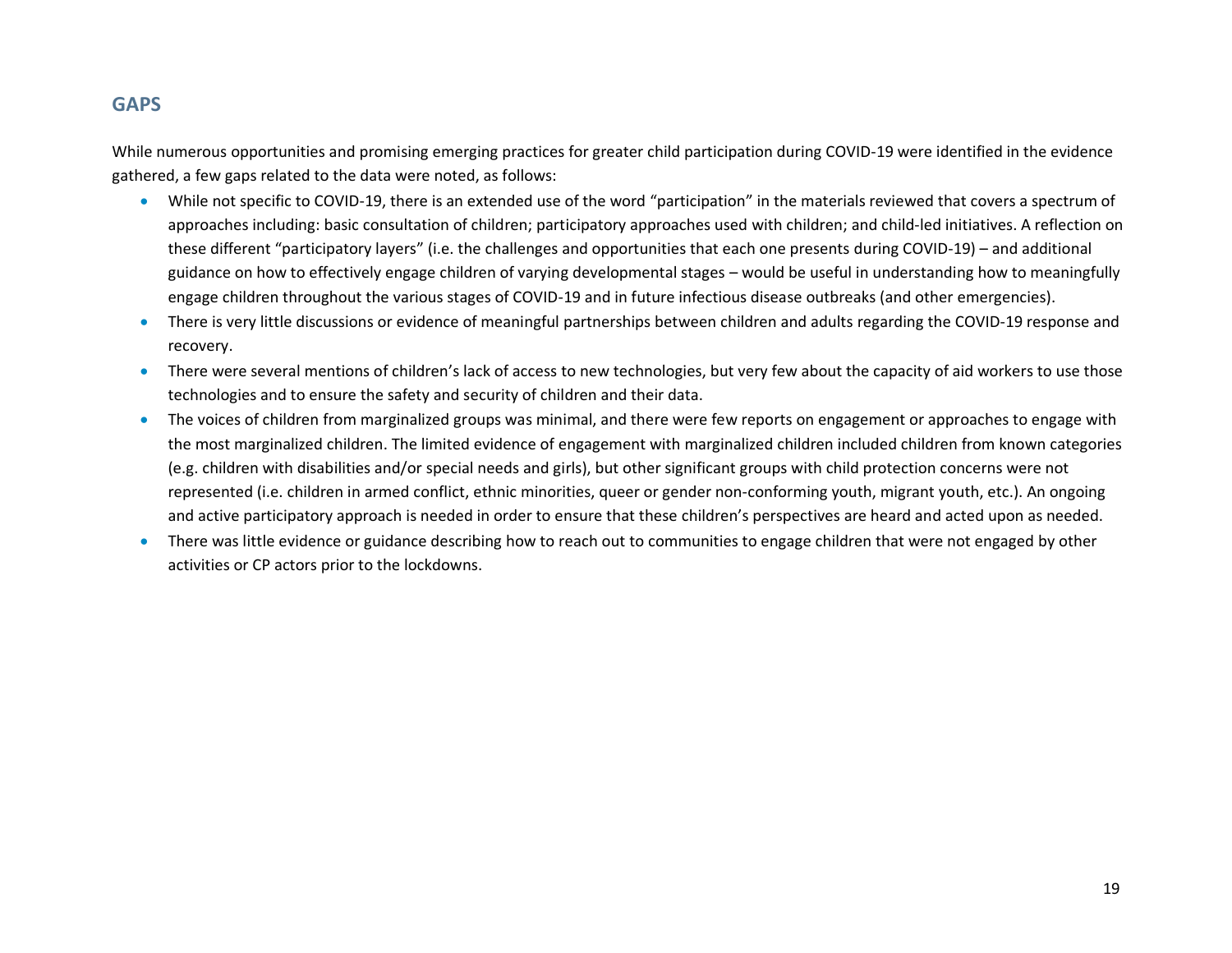## GAPS

While numerous opportunities and promising emerging practices for greater child participation during COVID-19 were identified in the evidence gathered, a few gaps related to the data were noted, as follows:

- While not specific to COVID-19, there is an extended use of the word "participation" in the materials reviewed that covers a spectrum of approaches including: basic consultation of children; participatory approaches used with children; and child-led initiatives. A reflection on these different "participatory layers" (i.e. the challenges and opportunities that each one presents during COVID-19) – and additional guidance on how to effectively engage children of varying developmental stages – would be useful in understanding how to meaningfully engage children throughout the various stages of COVID-19 and in future infectious disease outbreaks (and other emergencies).
- There is very little discussions or evidence of meaningful partnerships between children and adults regarding the COVID-19 response and recovery.
- There were several mentions of children's lack of access to new technologies, but very few about the capacity of aid workers to use those technologies and to ensure the safety and security of children and their data.
- The voices of children from marginalized groups was minimal, and there were few reports on engagement or approaches to engage with the most marginalized children. The limited evidence of engagement with marginalized children included children from known categories (e.g. children with disabilities and/or special needs and girls), but other significant groups with child protection concerns were not represented (i.e. children in armed conflict, ethnic minorities, queer or gender non-conforming youth, migrant youth, etc.). An ongoing and active participatory approach is needed in order to ensure that these children's perspectives are heard and acted upon as needed.
- There was little evidence or guidance describing how to reach out to communities to engage children that were not engaged by other activities or CP actors prior to the lockdowns.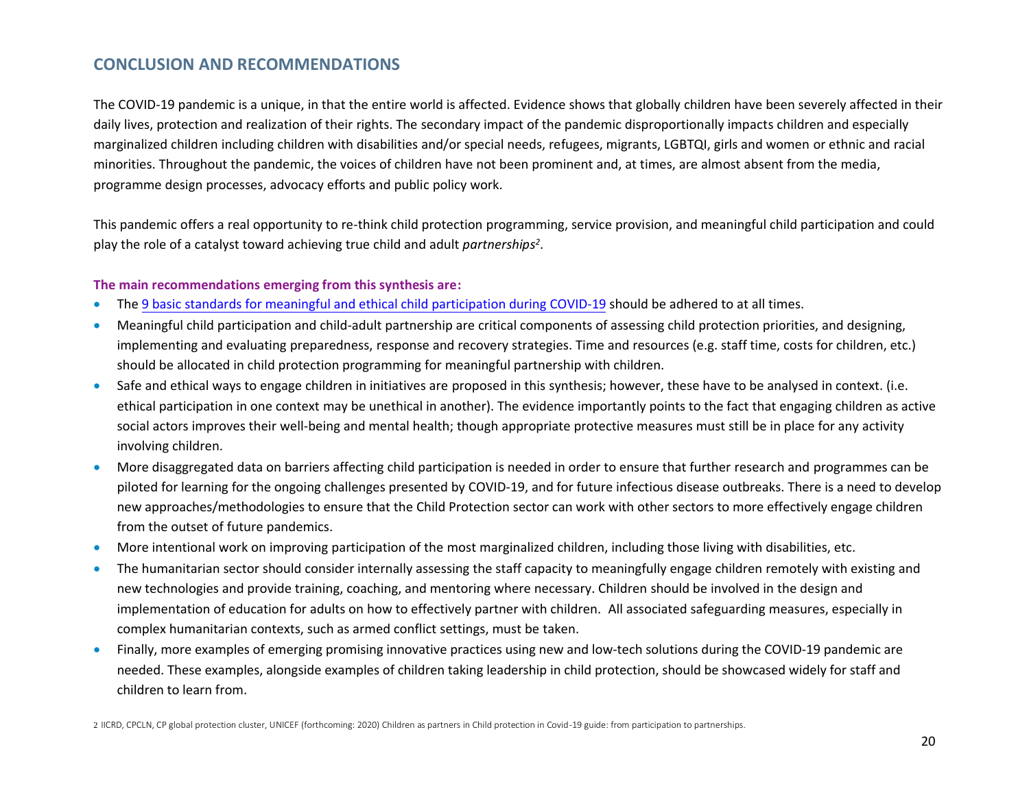## CONCLUSION AND RECOMMENDATIONS

The COVID-19 pandemic is a unique, in that the entire world is affected. Evidence shows that globally children have been severely affected in their daily lives, protection and realization of their rights. The secondary impact of the pandemic disproportionally impacts children and especially marginalized children including children with disabilities and/or special needs, refugees, migrants, LGBTQI, girls and women or ethnic and racial minorities. Throughout the pandemic, the voices of children have not been prominent and, at times, are almost absent from the media, programme design processes, advocacy efforts and public policy work.

This pandemic offers a real opportunity to re-think child protection programming, service provision, and meaningful child participation and could play the role of a catalyst toward achieving true child and adult *partnerships*[2].

**The main recommendations emerging from this synthesis are:**

- The 9 basic standards for meaningful and ethical child participation during COVID-19 should be adhered to at all times.
- Meaningful child participation and child-adult partnership are critical components of assessing child protection priorities, and designing, implementing and evaluating preparedness, response and recovery strategies. Time and resources (e.g. staff time, costs for children, etc.) should be allocated in child protection programming for meaningful partnership with children.
- Safe and ethical ways to engage children in initiatives are proposed in this synthesis; however, these have to be analysed in context. (i.e. ethical participation in one context may be unethical in another). The evidence importantly points to the fact that engaging children as active social actors improves their well-being and mental health; though appropriate protective measures must still be in place for any activity involving children.
- More disaggregated data on barriers affecting child participation is needed in order to ensure that further research and programmes can be piloted for learning for the ongoing challenges presented by COVID-19, and for future infectious disease outbreaks. There is a need to develop new approaches/methodologies to ensure that the Child Protection sector can work with other sectors to more effectively engage children from the outset of future pandemics.
- More intentional work on improving participation of the most marginalized children, including those living with disabilities, etc.
- The humanitarian sector should consider internally assessing the staff capacity to meaningfully engage children remotely with existing and new technologies and provide training, coaching, and mentoring where necessary. Children should be involved in the design and implementation of education for adults on how to effectively partner with children. All associated safeguarding measures, especially in complex humanitarian contexts, such as armed conflict settings, must be taken.
- Finally, more examples of emerging promising innovative practices using new and low-tech solutions during the COVID-19 pandemic are needed. These examples, alongside examples of children taking leadership in child protection, should be showcased widely for staff and children to learn from.

2 IICRD, CPCLN, CP global protection cluster, UNICEF (forthcoming: 2020) Children as partners in Child protection in Covid-19 guide: from participation to partnerships.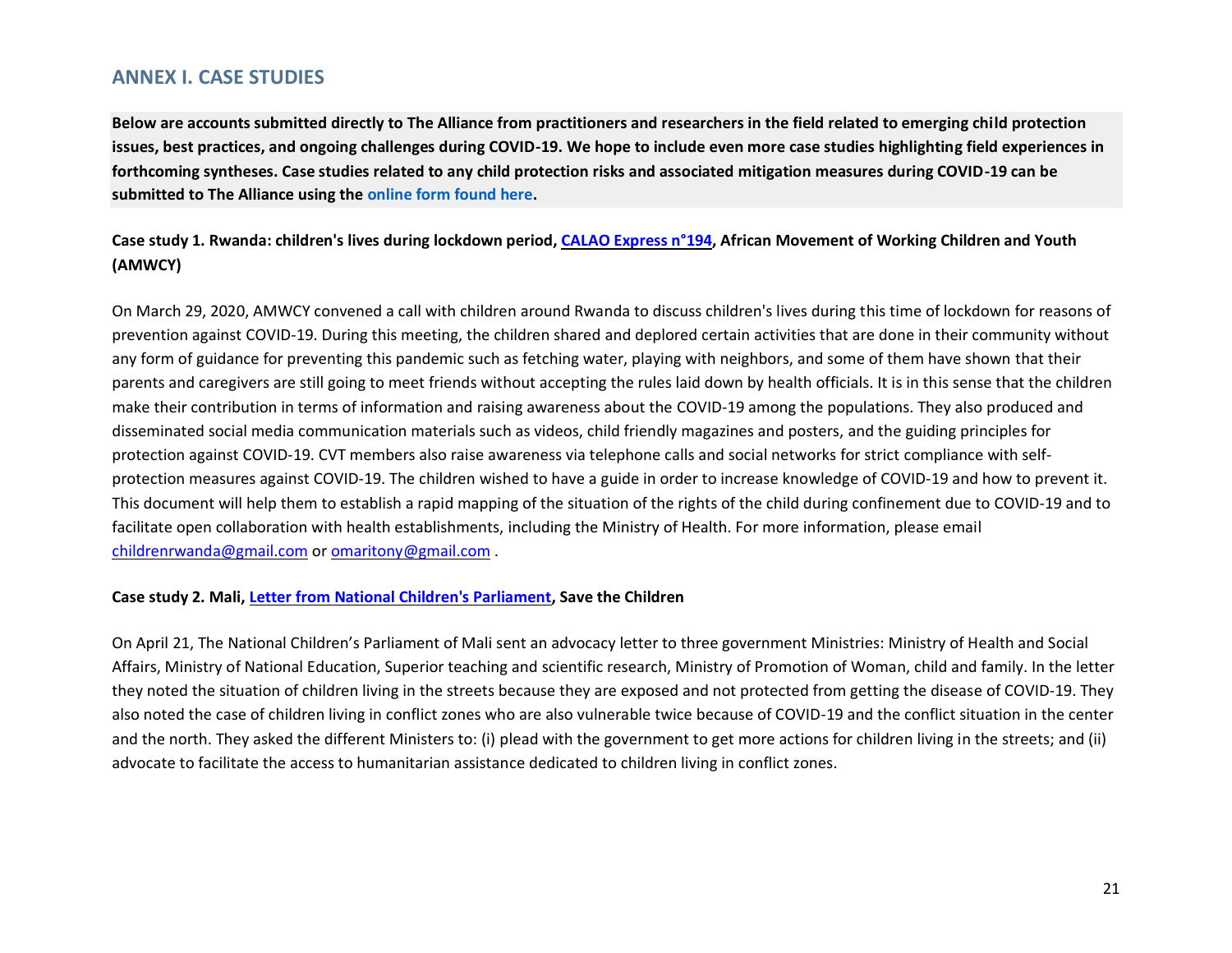## ANNEX I. CASE STUDIES

**Below are accounts submitted directly to The Alliance from practitioners and researchers in the field related to emerging child protection issues, best practices, and ongoing challenges during COVID-19. We hope to include even more case studies highlighting field experiences in forthcoming syntheses. Case studies related to any child protection risks and associated mitigation measures during COVID-19 can be submitted to The Alliance using the online form found here.**

**Case study 1. Rwanda: children's lives during lockdown period, CALAO Express n°194, African Movement of Working Children and Youth (AMWCY)**

On March 29, 2020, AMWCY convened a call with children around Rwanda to discuss children's lives during this time of lockdown for reasons of prevention against COVID-19. During this meeting, the children shared and deplored certain activities that are done in their community without any form of guidance for preventing this pandemic such as fetching water, playing with neighbors, and some of them have shown that their parents and caregivers are still going to meet friends without accepting the rules laid down by health officials. It is in this sense that the children make their contribution in terms of information and raising awareness about the COVID-19 among the populations. They also produced and disseminated social media communication materials such as videos, child friendly magazines and posters, and the guiding principles for protection against COVID-19. CVT members also raise awareness via telephone calls and social networks for strict compliance with self-protection measures against COVID-19. The children wished to have a guide in order to increase knowledge of COVID-19 and how to prevent it. This document will help them to establish a rapid mapping of the situation of the rights of the child during confinement due to COVID-19 and to facilitate open collaboration with health establishments, including the Ministry of Health. For more information, please email childrenrwanda@gmail.com or omaritony@gmail.com .

**Case study 2. Mali, Letter from National Children's Parliament, Save the Children**

On April 21, The National Children's Parliament of Mali sent an advocacy letter to three government Ministries: Ministry of Health and Social Affairs, Ministry of National Education, Superior teaching and scientific research, Ministry of Promotion of Woman, child and family. In the letter they noted the situation of children living in the streets because they are exposed and not protected from getting the disease of COVID-19. They also noted the case of children living in conflict zones who are also vulnerable twice because of COVID-19 and the conflict situation in the center and the north. They asked the different Ministers to: (i) plead with the government to get more actions for children living in the streets; and (ii) advocate to facilitate the access to humanitarian assistance dedicated to children living in conflict zones.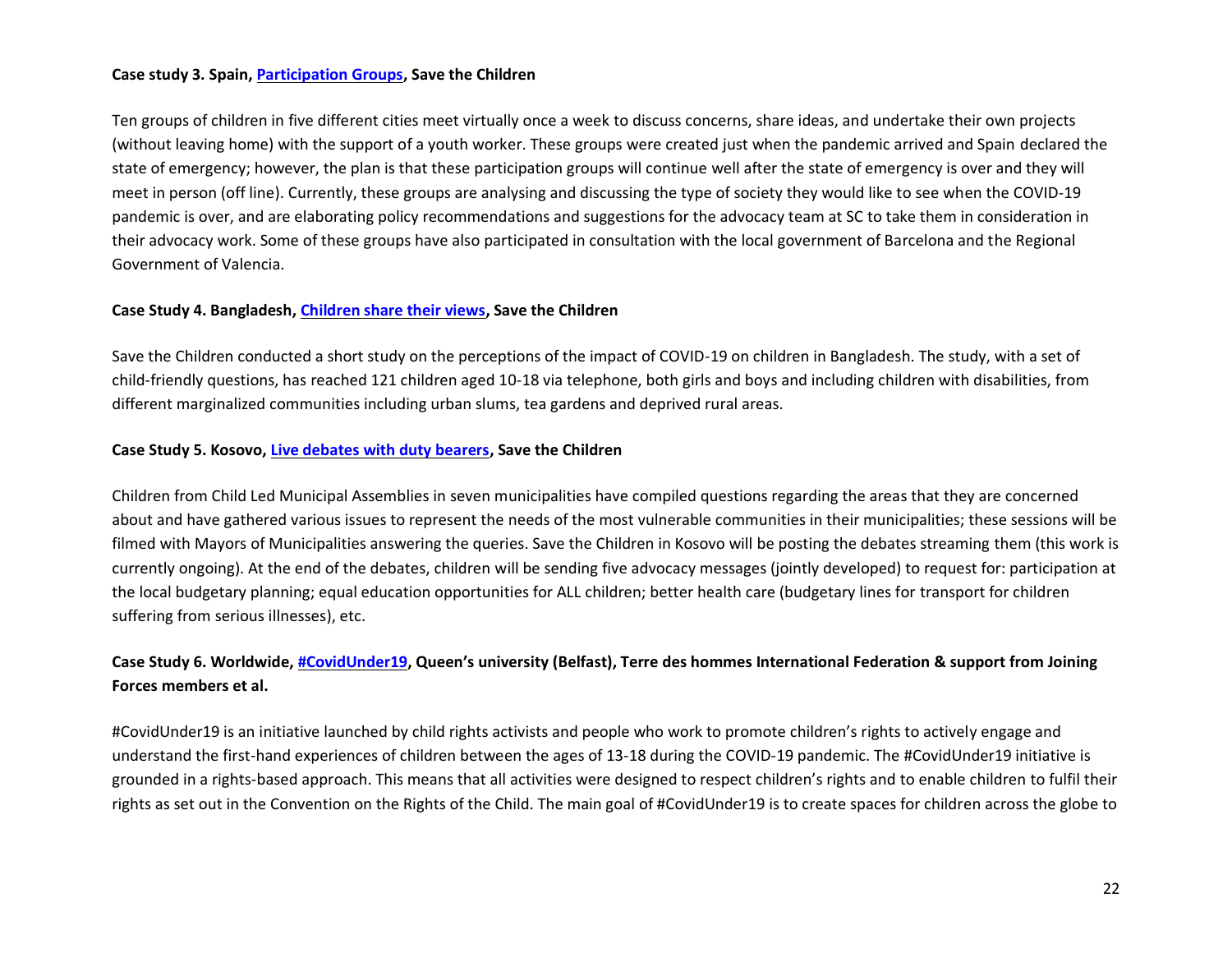**Case study 3. Spain, Participation Groups, Save the Children**

Ten groups of children in five different cities meet virtually once a week to discuss concerns, share ideas, and undertake their own projects (without leaving home) with the support of a youth worker. These groups were created just when the pandemic arrived and Spain declared the state of emergency; however, the plan is that these participation groups will continue well after the state of emergency is over and they will meet in person (off line). Currently, these groups are analysing and discussing the type of society they would like to see when the COVID-19 pandemic is over, and are elaborating policy recommendations and suggestions for the advocacy team at SC to take them in consideration in their advocacy work. Some of these groups have also participated in consultation with the local government of Barcelona and the Regional Government of Valencia.

**Case Study 4. Bangladesh, Children share their views, Save the Children**

Save the Children conducted a short study on the perceptions of the impact of COVID-19 on children in Bangladesh. The study, with a set of child-friendly questions, has reached 121 children aged 10-18 via telephone, both girls and boys and including children with disabilities, from different marginalized communities including urban slums, tea gardens and deprived rural areas.

**Case Study 5. Kosovo, Live debates with duty bearers, Save the Children**

Children from Child Led Municipal Assemblies in seven municipalities have compiled questions regarding the areas that they are concerned about and have gathered various issues to represent the needs of the most vulnerable communities in their municipalities; these sessions will be filmed with Mayors of Municipalities answering the queries. Save the Children in Kosovo will be posting the debates streaming them (this work is currently ongoing). At the end of the debates, children will be sending five advocacy messages (jointly developed) to request for: participation at the local budgetary planning; equal education opportunities for ALL children; better health care (budgetary lines for transport for children suffering from serious illnesses), etc.

**Case Study 6. Worldwide, #CovidUnder19, Queen's university (Belfast), Terre des hommes International Federation & support from Joining Forces members et al.**

#CovidUnder19 is an initiative launched by child rights activists and people who work to promote children's rights to actively engage and understand the first-hand experiences of children between the ages of 13-18 during the COVID-19 pandemic. The #CovidUnder19 initiative is grounded in a rights-based approach. This means that all activities were designed to respect children's rights and to enable children to fulfil their rights as set out in the Convention on the Rights of the Child. The main goal of #CovidUnder19 is to create spaces for children across the globe to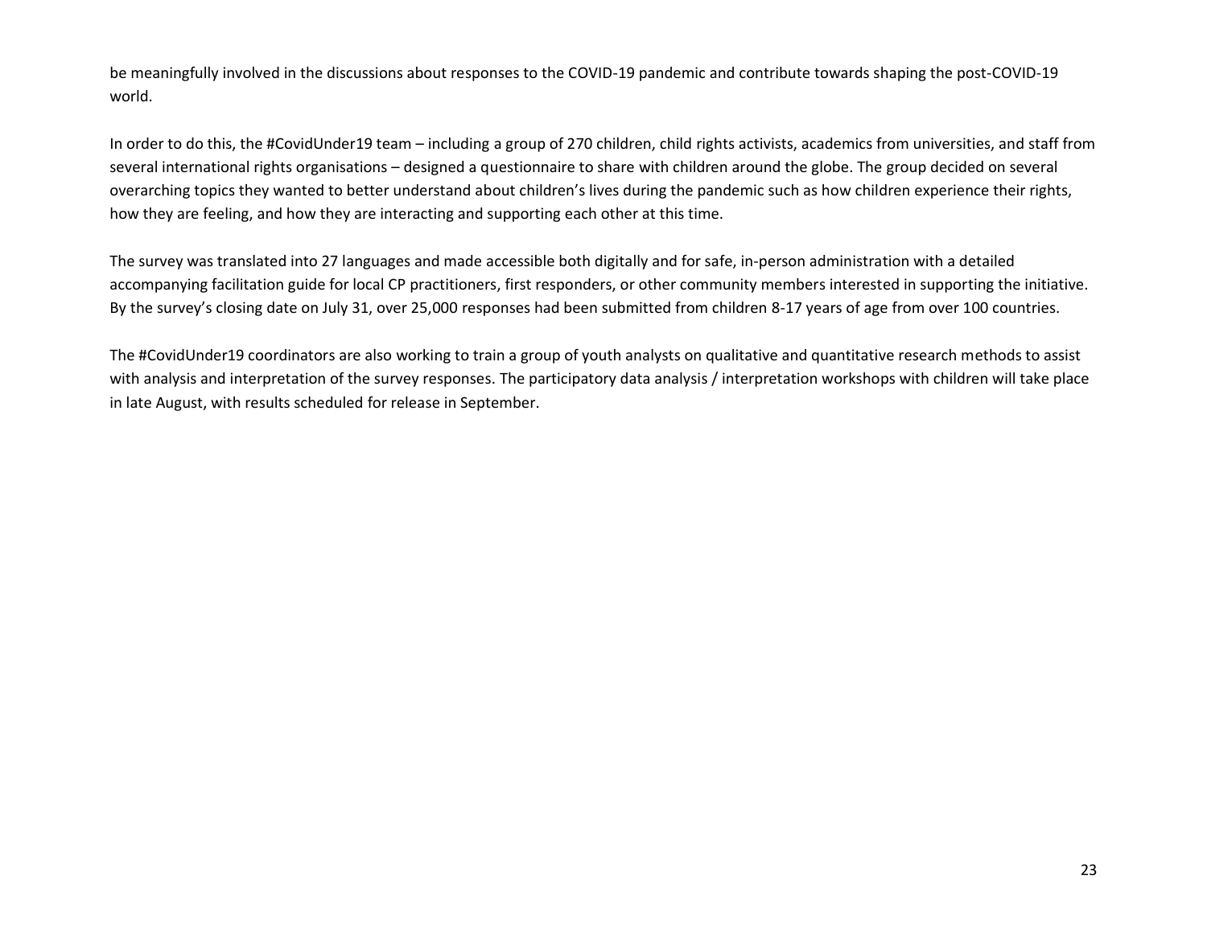be meaningfully involved in the discussions about responses to the COVID-19 pandemic and contribute towards shaping the post-COVID-19 world.

In order to do this, the #CovidUnder19 team – including a group of 270 children, child rights activists, academics from universities, and staff from several international rights organisations – designed a questionnaire to share with children around the globe. The group decided on several overarching topics they wanted to better understand about children's lives during the pandemic such as how children experience their rights, how they are feeling, and how they are interacting and supporting each other at this time.

The survey was translated into 27 languages and made accessible both digitally and for safe, in-person administration with a detailed accompanying facilitation guide for local CP practitioners, first responders, or other community members interested in supporting the initiative. By the survey's closing date on July 31, over 25,000 responses had been submitted from children 8-17 years of age from over 100 countries.

The #CovidUnder19 coordinators are also working to train a group of youth analysts on qualitative and quantitative research methods to assist with analysis and interpretation of the survey responses. The participatory data analysis / interpretation workshops with children will take place in late August, with results scheduled for release in September.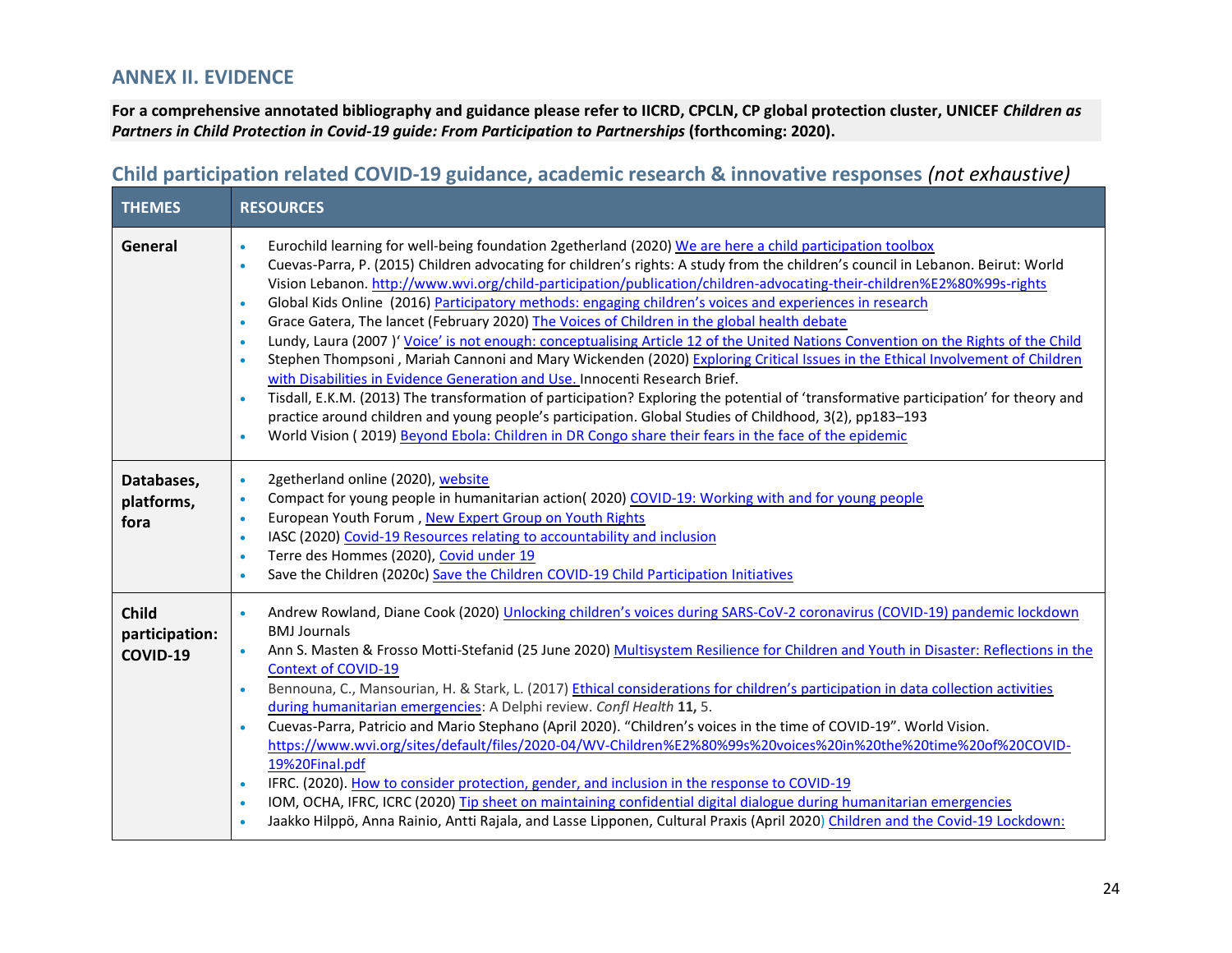## ANNEX II. EVIDENCE

**For a comprehensive annotated bibliography and guidance please refer to IICRD, CPCLN, CP global protection cluster, UNICEF *Children as Partners in Child Protection in Covid-19 guide: From Participation to Partnerships* (forthcoming: 2020).**

### Child participation related COVID-19 guidance, academic research & innovative responses *(not exhaustive)*

| THEMES | RESOURCES |
| --- | --- |
| **General** | • Eurochild learning for well-being foundation 2getherland (2020) We are here a child participation toolbox<br>• Cuevas-Parra, P. (2015) Children advocating for children's rights: A study from the children's council in Lebanon. Beirut: World Vision Lebanon. http://www.wvi.org/child-participation/publication/children-advocating-their-children%E2%80%99s-rights<br>• Global Kids Online (2016) Participatory methods: engaging children's voices and experiences in research<br>• Grace Gatera, The lancet (February 2020) The Voices of Children in the global health debate<br>• Lundy, Laura (2007 )' Voice' is not enough: conceptualising Article 12 of the United Nations Convention on the Rights of the Child<br>• Stephen Thompsoni , Mariah Cannoni and Mary Wickenden (2020) Exploring Critical Issues in the Ethical Involvement of Children with Disabilities in Evidence Generation and Use. Innocenti Research Brief.<br>• Tisdall, E.K.M. (2013) The transformation of participation? Exploring the potential of 'transformative participation' for theory and practice around children and young people's participation. Global Studies of Childhood, 3(2), pp183–193<br>• World Vision ( 2019) Beyond Ebola: Children in DR Congo share their fears in the face of the epidemic |
| **Databases, platforms, fora** | • 2getherland online (2020), website<br>• Compact for young people in humanitarian action( 2020) COVID-19: Working with and for young people<br>• European Youth Forum , New Expert Group on Youth Rights<br>• IASC (2020) Covid-19 Resources relating to accountability and inclusion<br>• Terre des Hommes (2020), Covid under 19<br>• Save the Children (2020c) Save the Children COVID-19 Child Participation Initiatives |
| **Child participation: COVID-19** | • Andrew Rowland, Diane Cook (2020) Unlocking children's voices during SARS-CoV-2 coronavirus (COVID-19) pandemic lockdown BMJ Journals<br>• Ann S. Masten & Frosso Motti-Stefanid (25 June 2020) Multisystem Resilience for Children and Youth in Disaster: Reflections in the Context of COVID-19<br>• Bennouna, C., Mansourian, H. & Stark, L. (2017) Ethical considerations for children's participation in data collection activities during humanitarian emergencies: A Delphi review. *Confl Health* **11,** 5.<br>• Cuevas-Parra, Patricio and Mario Stephano (April 2020). "Children's voices in the time of COVID-19". World Vision. https://www.wvi.org/sites/default/files/2020-04/WV-Children%E2%80%99s%20voices%20in%20the%20time%20of%20COVID-19%20Final.pdf<br>• IFRC. (2020). How to consider protection, gender, and inclusion in the response to COVID-19<br>• IOM, OCHA, IFRC, ICRC (2020) Tip sheet on maintaining confidential digital dialogue during humanitarian emergencies<br>• Jaakko Hilppö, Anna Rainio, Antti Rajala, and Lasse Lipponen, Cultural Praxis (April 2020) Children and the Covid-19 Lockdown: |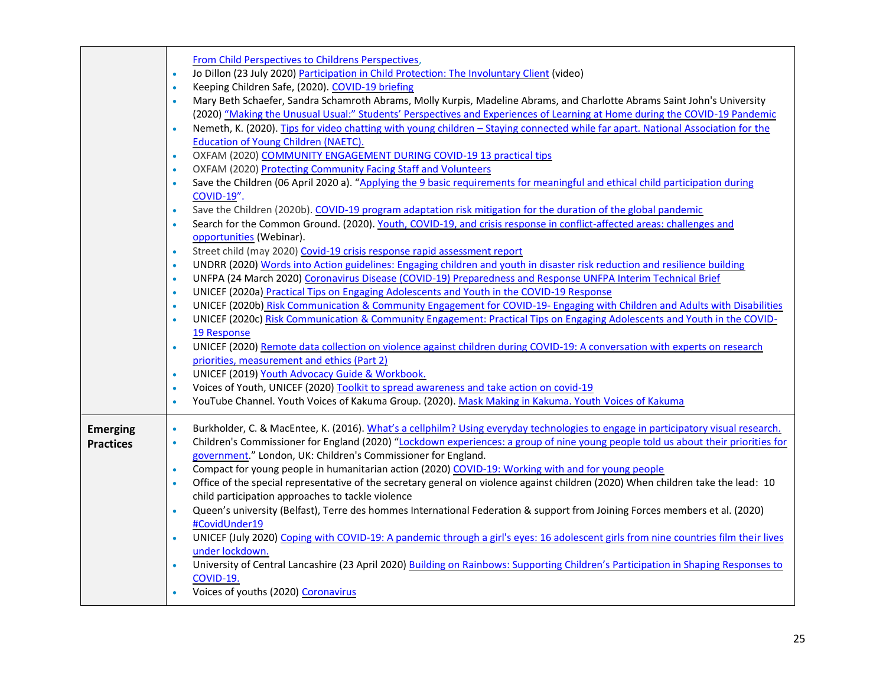| | |
|---|---|
| | From Child Perspectives to Childrens Perspectives,<br>• Jo Dillon (23 July 2020) Participation in Child Protection: The Involuntary Client (video)<br>• Keeping Children Safe, (2020). COVID-19 briefing<br>• Mary Beth Schaefer, Sandra Schamroth Abrams, Molly Kurpis, Madeline Abrams, and Charlotte Abrams Saint John's University (2020) "Making the Unusual Usual:" Students' Perspectives and Experiences of Learning at Home during the COVID-19 Pandemic<br>• Nemeth, K. (2020). Tips for video chatting with young children – Staying connected while far apart. National Association for the Education of Young Children (NAETC).<br>• OXFAM (2020) COMMUNITY ENGAGEMENT DURING COVID-19 13 practical tips<br>• OXFAM (2020) Protecting Community Facing Staff and Volunteers<br>• Save the Children (06 April 2020 a). "Applying the 9 basic requirements for meaningful and ethical child participation during COVID-19".<br>• Save the Children (2020b). COVID-19 program adaptation risk mitigation for the duration of the global pandemic<br>• Search for the Common Ground. (2020). Youth, COVID-19, and crisis response in conflict-affected areas: challenges and opportunities (Webinar).<br>• Street child (may 2020) Covid-19 crisis response rapid assessment report<br>• UNDRR (2020) Words into Action guidelines: Engaging children and youth in disaster risk reduction and resilience building<br>• UNFPA (24 March 2020) Coronavirus Disease (COVID-19) Preparedness and Response UNFPA Interim Technical Brief<br>• UNICEF (2020a) Practical Tips on Engaging Adolescents and Youth in the COVID-19 Response<br>• UNICEF (2020b) Risk Communication & Community Engagement for COVID-19- Engaging with Children and Adults with Disabilities<br>• UNICEF (2020c) Risk Communication & Community Engagement: Practical Tips on Engaging Adolescents and Youth in the COVID-19 Response<br>• UNICEF (2020) Remote data collection on violence against children during COVID-19: A conversation with experts on research priorities, measurement and ethics (Part 2)<br>• UNICEF (2019) Youth Advocacy Guide & Workbook.<br>• Voices of Youth, UNICEF (2020) Toolkit to spread awareness and take action on covid-19<br>• YouTube Channel. Youth Voices of Kakuma Group. (2020). Mask Making in Kakuma. Youth Voices of Kakuma |
| **Emerging Practices** | • Burkholder, C. & MacEntee, K. (2016). What's a cellphilm? Using everyday technologies to engage in participatory visual research.<br>• Children's Commissioner for England (2020) "Lockdown experiences: a group of nine young people told us about their priorities for government." London, UK: Children's Commissioner for England.<br>• Compact for young people in humanitarian action (2020) COVID-19: Working with and for young people<br>• Office of the special representative of the secretary general on violence against children (2020) When children take the lead: 10 child participation approaches to tackle violence<br>• Queen's university (Belfast), Terre des hommes International Federation & support from Joining Forces members et al. (2020) #CovidUnder19<br>• UNICEF (July 2020) Coping with COVID-19: A pandemic through a girl's eyes: 16 adolescent girls from nine countries film their lives under lockdown.<br>• University of Central Lancashire (23 April 2020) Building on Rainbows: Supporting Children's Participation in Shaping Responses to COVID-19.<br>• Voices of youths (2020) Coronavirus |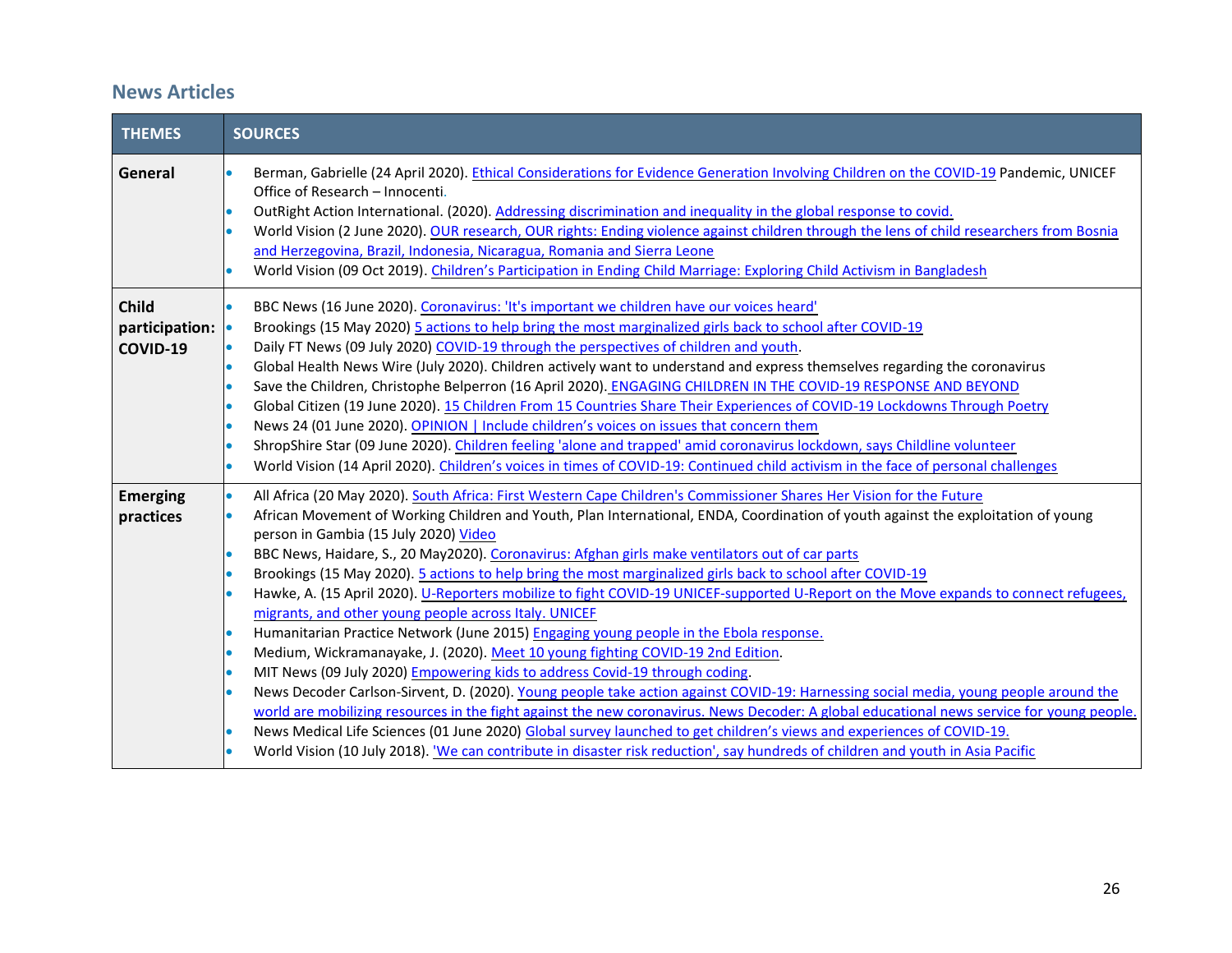## News Articles

| THEMES | SOURCES |
|---|---|
| **General** | • Berman, Gabrielle (24 April 2020). Ethical Considerations for Evidence Generation Involving Children on the COVID-19 Pandemic, UNICEF Office of Research – Innocenti.<br>• OutRight Action International. (2020). Addressing discrimination and inequality in the global response to covid.<br>• World Vision (2 June 2020). OUR research, OUR rights: Ending violence against children through the lens of child researchers from Bosnia and Herzegovina, Brazil, Indonesia, Nicaragua, Romania and Sierra Leone<br>• World Vision (09 Oct 2019). Children's Participation in Ending Child Marriage: Exploring Child Activism in Bangladesh |
| **Child participation: COVID-19** | • BBC News (16 June 2020). Coronavirus: 'It's important we children have our voices heard'<br>• Brookings (15 May 2020) 5 actions to help bring the most marginalized girls back to school after COVID-19<br>• Daily FT News (09 July 2020) COVID-19 through the perspectives of children and youth.<br>• Global Health News Wire (July 2020). Children actively want to understand and express themselves regarding the coronavirus<br>• Save the Children, Christophe Belperron (16 April 2020). ENGAGING CHILDREN IN THE COVID-19 RESPONSE AND BEYOND<br>• Global Citizen (19 June 2020). 15 Children From 15 Countries Share Their Experiences of COVID-19 Lockdowns Through Poetry<br>• News 24 (01 June 2020). OPINION \| Include children's voices on issues that concern them<br>• ShropShire Star (09 June 2020). Children feeling 'alone and trapped' amid coronavirus lockdown, says Childline volunteer<br>• World Vision (14 April 2020). Children's voices in times of COVID-19: Continued child activism in the face of personal challenges |
| **Emerging practices** | • All Africa (20 May 2020). South Africa: First Western Cape Children's Commissioner Shares Her Vision for the Future<br>• African Movement of Working Children and Youth, Plan International, ENDA, Coordination of youth against the exploitation of young person in Gambia (15 July 2020) Video<br>• BBC News, Haidare, S., 20 May2020). Coronavirus: Afghan girls make ventilators out of car parts<br>• Brookings (15 May 2020). 5 actions to help bring the most marginalized girls back to school after COVID-19<br>• Hawke, A. (15 April 2020). U-Reporters mobilize to fight COVID-19 UNICEF-supported U-Report on the Move expands to connect refugees, migrants, and other young people across Italy. UNICEF<br>• Humanitarian Practice Network (June 2015) Engaging young people in the Ebola response.<br>• Medium, Wickramanayake, J. (2020). Meet 10 young fighting COVID-19 2nd Edition.<br>• MIT News (09 July 2020) Empowering kids to address Covid-19 through coding.<br>• News Decoder Carlson-Sirvent, D. (2020). Young people take action against COVID-19: Harnessing social media, young people around the world are mobilizing resources in the fight against the new coronavirus. News Decoder: A global educational news service for young people.<br>• News Medical Life Sciences (01 June 2020) Global survey launched to get children's views and experiences of COVID-19.<br>• World Vision (10 July 2018). 'We can contribute in disaster risk reduction', say hundreds of children and youth in Asia Pacific |